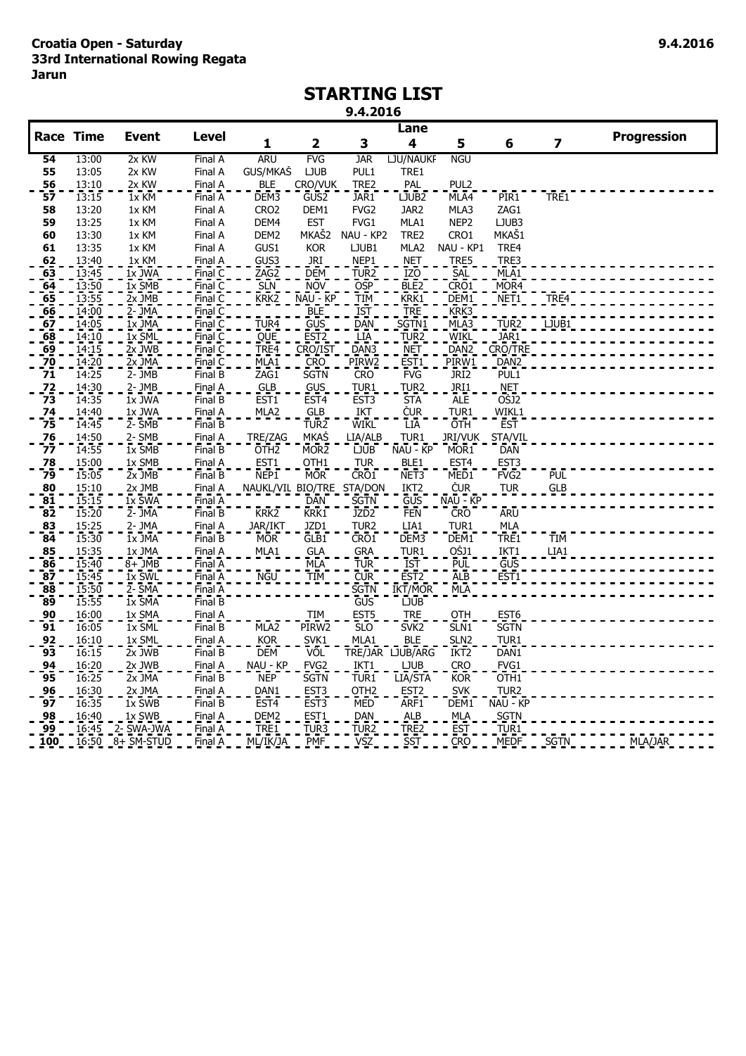**Croatia Open - Saturday**
**33rd International Rowing Regata**
**Jarun**

**9.4.2016**

# STARTING LIST

9.4.2016

| Race | Time | Event | Level | Lane 1 | 2 | 3 | 4 | 5 | 6 | 7 | Progression |
|---|---|---|---|---|---|---|---|---|---|---|---|
| 54 | 13:00 | 2x KW | Final A | ARU | FVG | JAR | LJU/NAUKF | NGU | | | |
| 55 | 13:05 | 2x KW | Final A | GUS/MKAŠ | LJUB | PUL1 | TRE1 | | | | |
| 56 | 13:10 | 2x KW | Final A | BLE | CRO/VUK | TRE2 | PAL | PUL2 | | | |
| 57 | 13:15 | 1x KM | Final A | DEM3 | GUS2 | JAR1 | LJUB2 | MLA4 | PIR1 | TRE1 | |
| 58 | 13:20 | 1x KM | Final A | CRO2 | DEM1 | FVG2 | JAR2 | MLA3 | ZAG1 | | |
| 59 | 13:25 | 1x KM | Final A | DEM4 | EST | FVG1 | MLA1 | NEP2 | LJUB3 | | |
| 60 | 13:30 | 1x KM | Final A | DEM2 | MKAŠ2 | NAU - KP2 | TRE2 | CRO1 | MKAŠ1 | | |
| 61 | 13:35 | 1x KM | Final A | GUS1 | KOR | LJUB1 | MLA2 | NAU - KP1 | TRE4 | | |
| 62 | 13:40 | 1x KM | Final A | GUS3 | JRI | NEP1 | NET | TRE5 | TRE3 | | |
| 63 | 13:45 | 1x JWA | Final C | ZAG2 | DEM | TUR2 | IZO | SAL | MLA1 | | |
| 64 | 13:50 | 1x SMB | Final C | SLN | NOV | OSP | BLE2 | CRO1 | MOR4 | | |
| 65 | 13:55 | 2x JMB | Final C | KRK2 | NAU - KP | TIM | KRK1 | DEM1 | NET1 | TRE4 | |
| 66 | 14:00 | 2- JMA | Final C | | BLE | IST | TRE | KRK3 | | | |
| 67 | 14:05 | 1x JMA | Final C | TUR4 | GUS | DAN | SGTN1 | MLA3 | TUR2 | LJUB1 | |
| 68 | 14:10 | 1x SML | Final C | QUE | EST2 | LIA | TUR2 | WIKL | JAR1 | | |
| 69 | 14:15 | 2x JWB | Final C | TRE4 | CRO/IST | DAN3 | NET | DAN2 | CRO/TRE | | |
| 70 | 14:20 | 2x JMA | Final C | MLA1 | CRO | PIRW2 | EST1 | PIRW1 | DAN2 | | |
| 71 | 14:25 | 2- JMB | Final B | ZAG1 | SGTN | CRO | FVG | JRI2 | PUL1 | | |
| 72 | 14:30 | 2- JMB | Final A | GLB | GUS | TUR1 | TUR2 | JRI1 | NET | | |
| 73 | 14:35 | 1x JWA | Final B | EST1 | EST4 | EST3 | STA | ALE | OŠJ2 | | |
| 74 | 14:40 | 1x JWA | Final A | MLA2 | GLB | IKT | ČUR | TUR1 | WIKL1 | | |
| 75 | 14:45 | 2- SMB | Final B | | TUR2 | WIKL | LIA | OTH | EST | | |
| 76 | 14:50 | 2- SMB | Final A | TRE/ZAG | MKAŠ | LIA/ALB | TUR1 | JRI/VUK | STA/VIL | | |
| 77 | 14:55 | 1x SMB | Final B | OTH2 | MOR2 | LJUB | NAU - KP | MOR1 | DAN | | |
| 78 | 15:00 | 1x SMB | Final A | EST1 | OTH1 | TUR | BLE1 | EST4 | EST3 | | |
| 79 | 15:05 | 2x JMB | Final B | NEP1 | MOR | CRO1 | NET3 | MED1 | FVG2 | PUL | |
| 80 | 15:10 | 2x JMB | Final A | NAUKL/VIL | BIO/TRE | STA/DON | IKT2 | ČUR | TUR | GLB | |
| 81 | 15:15 | 1x SWA | Final A | | DAN | SGTN | GUS | NAU - KP | | | |
| 82 | 15:20 | 2- JMA | Final B | KRK2 | KRK1 | JZD2 | FEN | CRO | ARU | | |
| 83 | 15:25 | 2- JMA | Final A | JAR/IKT | JZD1 | TUR2 | LIA1 | TUR1 | MLA | | |
| 84 | 15:30 | 1x JMA | Final B | MOR | GLB1 | CRO1 | DEM3 | DEM1 | TRE1 | TIM | |
| 85 | 15:35 | 1x JMA | Final A | MLA1 | GLA | GRA | TUR1 | OŠJ1 | IKT1 | LIA1 | |
| 86 | 15:40 | 8+ JMB | Final A | | MLA | TUR | IST | PUL | GUS | | |
| 87 | 15:45 | 1x SWL | Final A | NGU | TIM | ČUR | EST2 | ALB | EST1 | | |
| 88 | 15:50 | 2- SMA | Final A | | | SGTN | IKT/MOR | MLA | | | |
| 89 | 15:55 | 1x SMA | Final B | | | GUS | LJUB | | | | |
| 90 | 16:00 | 1x SMA | Final A | | TIM | EST5 | TRE | OTH | EST6 | | |
| 91 | 16:05 | 1x SML | Final B | MLA2 | PIRW2 | SLO | SVK2 | SLN1 | SGTN | | |
| 92 | 16:10 | 1x SML | Final A | KOR | SVK1 | MLA1 | BLE | SLN2 | TUR1 | | |
| 93 | 16:15 | 2x JWB | Final B | DEM | VÕL | TRE/JAR | LJUB/ARG | IKT2 | DAN1 | | |
| 94 | 16:20 | 2x JWB | Final A | NAU - KP | FVG2 | IKT1 | LJUB | CRO | FVG1 | | |
| 95 | 16:25 | 2x JMA | Final B | NEP | SGTN | TUR1 | LIA/STA | KOR | OTH1 | | |
| 96 | 16:30 | 2x JMA | Final A | DAN1 | EST3 | OTH2 | EST2 | SVK | TUR2 | | |
| 97 | 16:35 | 1x SWB | Final B | EST4 | EST3 | MED | ARF1 | DEM1 | NAU - KP | | |
| 98 | 16:40 | 1x SWB | Final A | DEM2 | EST1 | DAN | ALB | MLA | SGTN | | |
| 99 | 16:45 | 2- SWA-JWA | Final A | TRE1 | TUR3 | TUR2 | TRE2 | EST | TUR1 | | |
| 100 | 16:50 | 8+ SM-STUD | Final A | ML/IK/JA | PMF | VSZ | SST | CRO | MEDF | SGTN | MLA/JAR |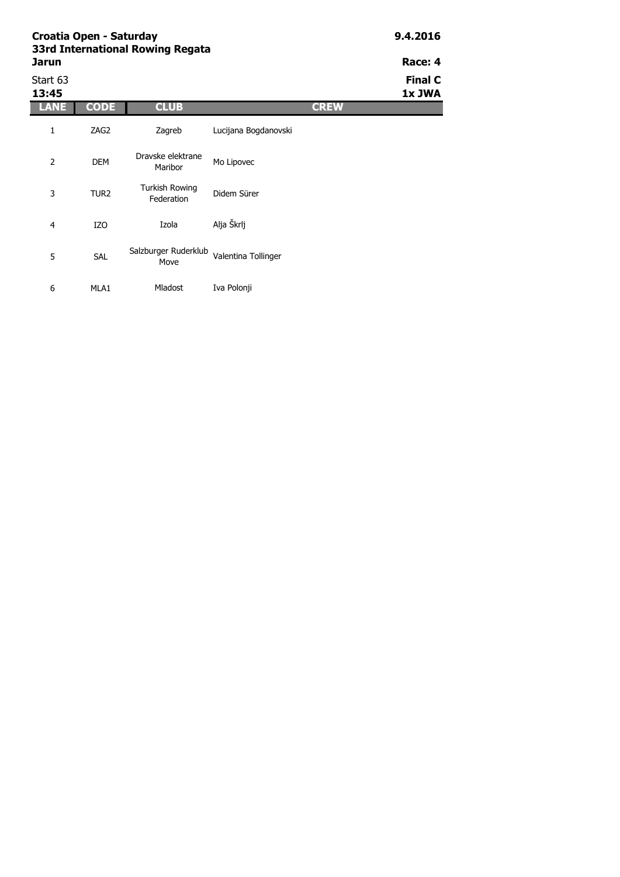**Croatia Open - Saturday**
**33rd International Rowing Regata**
**Jarun**

**9.4.2016**

**Race: 4**

Start 63
**13:45**

**Final C**
**1x JWA**

| LANE | CODE | CLUB | CREW |
|---|---|---|---|
| 1 | ZAG2 | Zagreb | Lucijana Bogdanovski |
| 2 | DEM | Dravske elektrane Maribor | Mo Lipovec |
| 3 | TUR2 | Turkish Rowing Federation | Didem Sürer |
| 4 | IZO | Izola | Alja Škrlj |
| 5 | SAL | Salzburger Ruderklub Move | Valentina Tollinger |
| 6 | MLA1 | Mladost | Iva Polonji |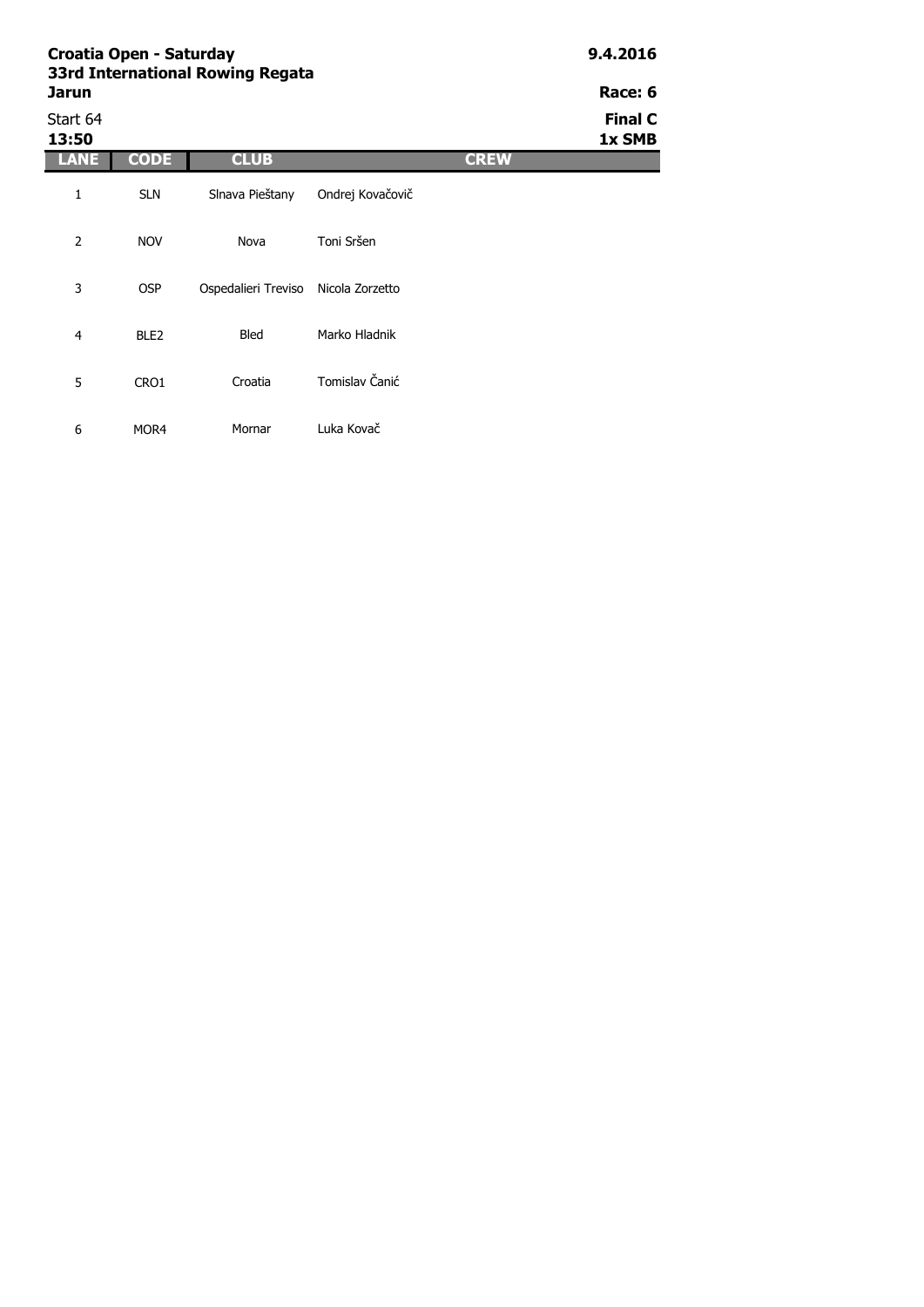**Croatia Open - Saturday** **9.4.2016**
**33rd International Rowing Regata**
**Jarun** **Race: 6**

Start 64 **Final C**
**13:50** **1x SMB**

| LANE | CODE | CLUB | CREW |
|---|---|---|---|
| 1 | SLN | Slnava Pieštany | Ondrej Kovačovič |
| 2 | NOV | Nova | Toni Sršen |
| 3 | OSP | Ospedalieri Treviso | Nicola Zorzetto |
| 4 | BLE2 | Bled | Marko Hladnik |
| 5 | CRO1 | Croatia | Tomislav Čanić |
| 6 | MOR4 | Mornar | Luka Kovač |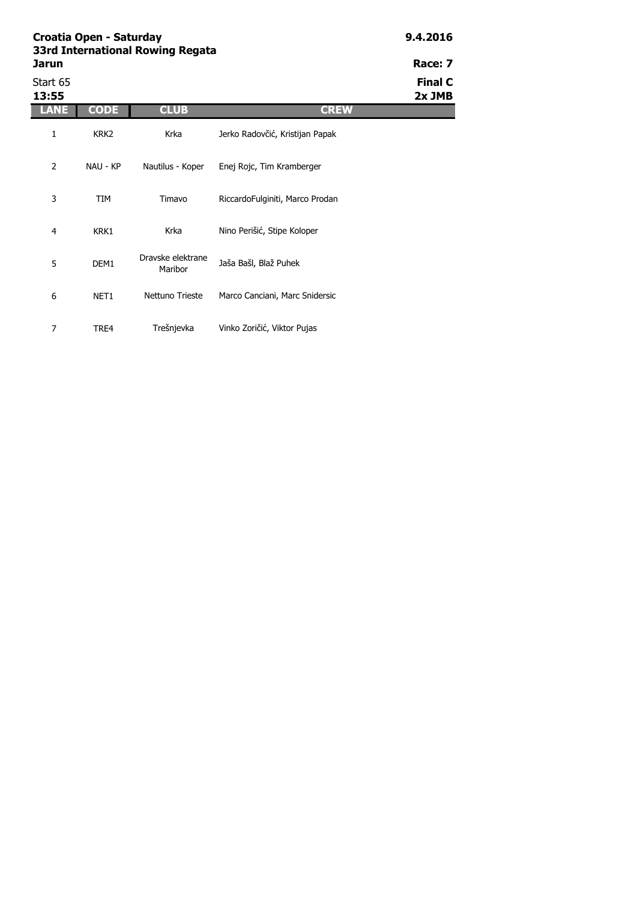**Croatia Open - Saturday**
**33rd International Rowing Regata**
**Jarun**

**9.4.2016**

**Race: 7**

Start 65
**13:55**

**Final C**
**2x JMB**

| LANE | CODE | CLUB | CREW |
|---|---|---|---|
| 1 | KRK2 | Krka | Jerko Radovčić, Kristijan Papak |
| 2 | NAU - KP | Nautilus - Koper | Enej Rojc, Tim Kramberger |
| 3 | TIM | Timavo | RiccardoFulginiti, Marco Prodan |
| 4 | KRK1 | Krka | Nino Perišić, Stipe Koloper |
| 5 | DEM1 | Dravske elektrane Maribor | Jaša Bašl, Blaž Puhek |
| 6 | NET1 | Nettuno Trieste | Marco Canciani, Marc Snidersic |
| 7 | TRE4 | Trešnjevka | Vinko Zoričić, Viktor Pujas |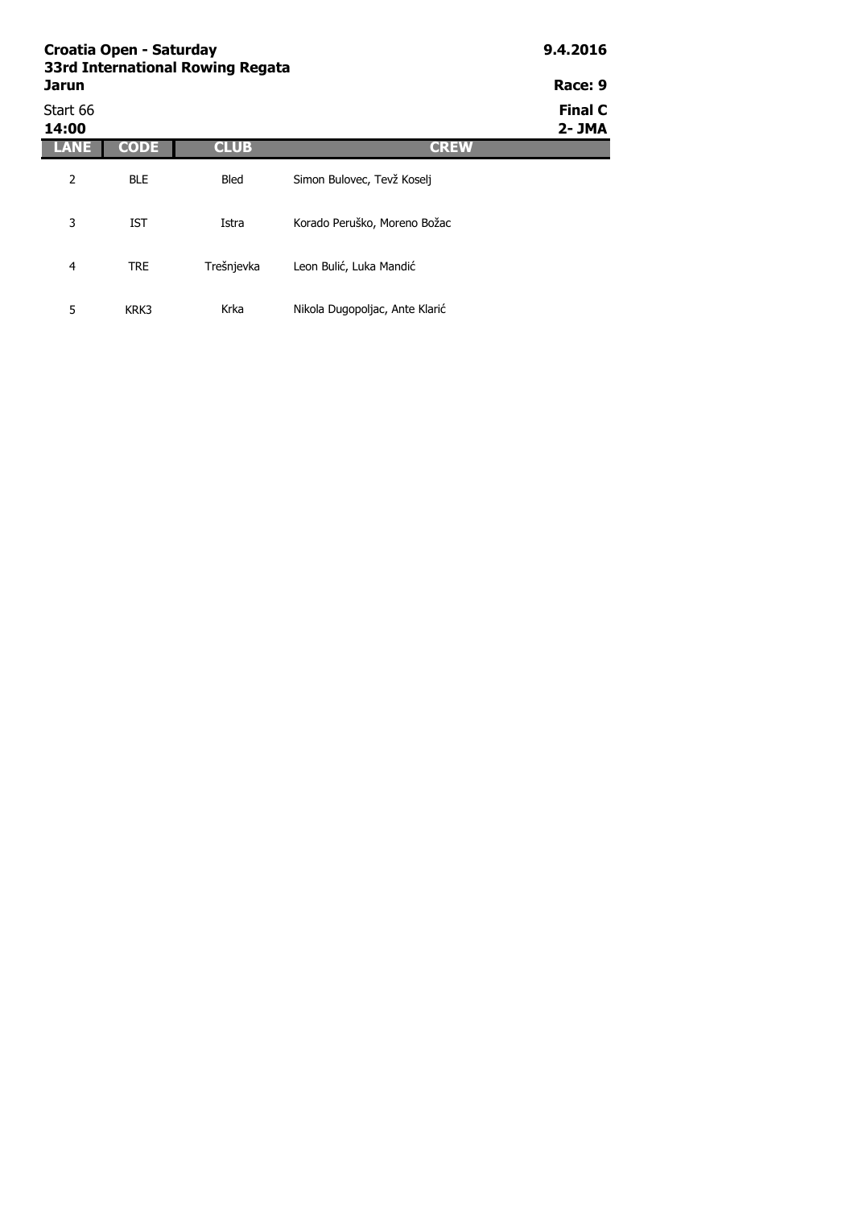**Croatia Open - Saturday** **9.4.2016**
**33rd International Rowing Regata**
**Jarun** **Race: 9**

Start 66 **Final C**
**14:00** **2- JMA**

| LANE | CODE | CLUB | CREW |
|---|---|---|---|
| 2 | BLE | Bled | Simon Bulovec, Tevž Koselj |
| 3 | IST | Istra | Korado Peruško, Moreno Božac |
| 4 | TRE | Trešnjevka | Leon Bulić, Luka Mandić |
| 5 | KRK3 | Krka | Nikola Dugopoljac, Ante Klarić |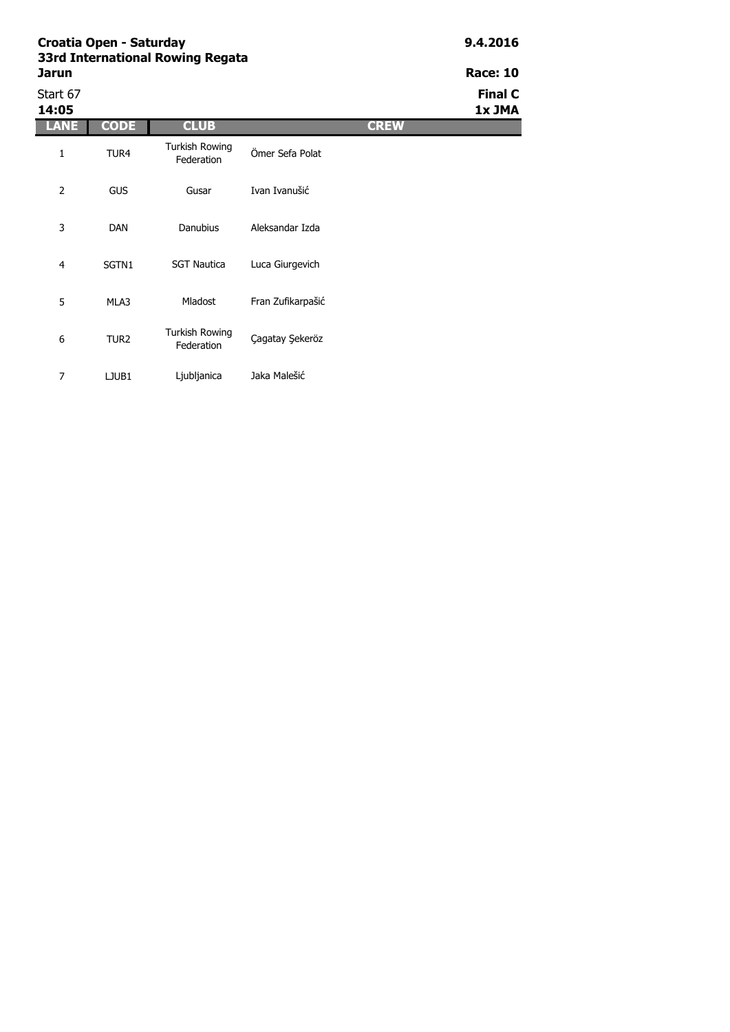**Croatia Open - Saturday**
**33rd International Rowing Regata**
**Jarun**

**9.4.2016**
**Race: 10**

Start 67
**14:05**

**Final C**
**1x JMA**

| LANE | CODE | CLUB | CREW |
|---|---|---|---|
| 1 | TUR4 | Turkish Rowing Federation | Ömer Sefa Polat |
| 2 | GUS | Gusar | Ivan Ivanušić |
| 3 | DAN | Danubius | Aleksandar Izda |
| 4 | SGTN1 | SGT Nautica | Luca Giurgevich |
| 5 | MLA3 | Mladost | Fran Zufikarpašić |
| 6 | TUR2 | Turkish Rowing Federation | Çagatay Şekeröz |
| 7 | LJUB1 | Ljubljanica | Jaka Malešić |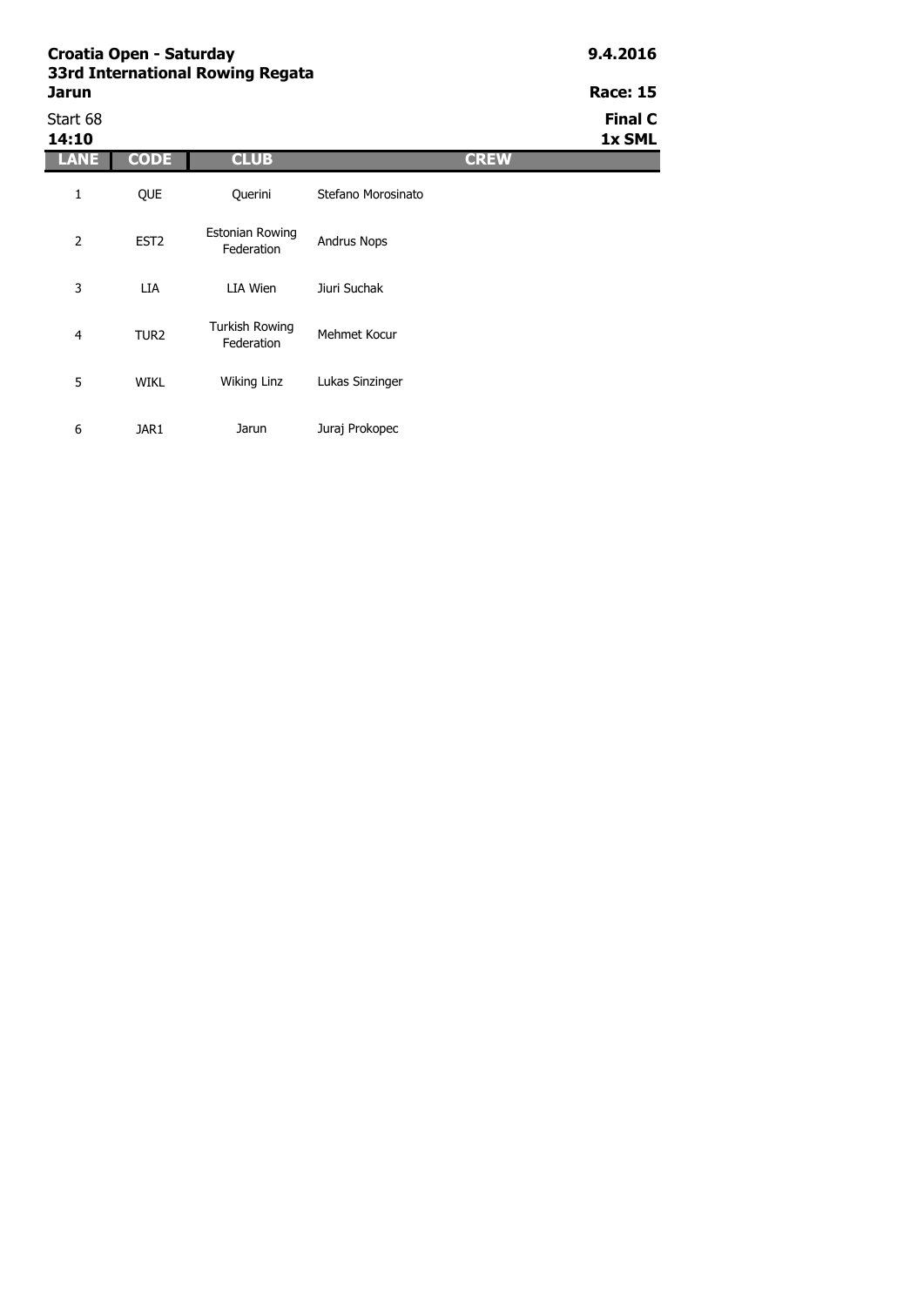**Croatia Open - Saturday**
**33rd International Rowing Regata**
**Jarun**

**9.4.2016**

**Race: 15**

Start 68
**14:10**

**Final C**
**1x SML**

| LANE | CODE | CLUB | CREW |
|---|---|---|---|
| 1 | QUE | Querini | Stefano Morosinato |
| 2 | EST2 | Estonian Rowing Federation | Andrus Nops |
| 3 | LIA | LIA Wien | Jiuri Suchak |
| 4 | TUR2 | Turkish Rowing Federation | Mehmet Kocur |
| 5 | WIKL | Wiking Linz | Lukas Sinzinger |
| 6 | JAR1 | Jarun | Juraj Prokopec |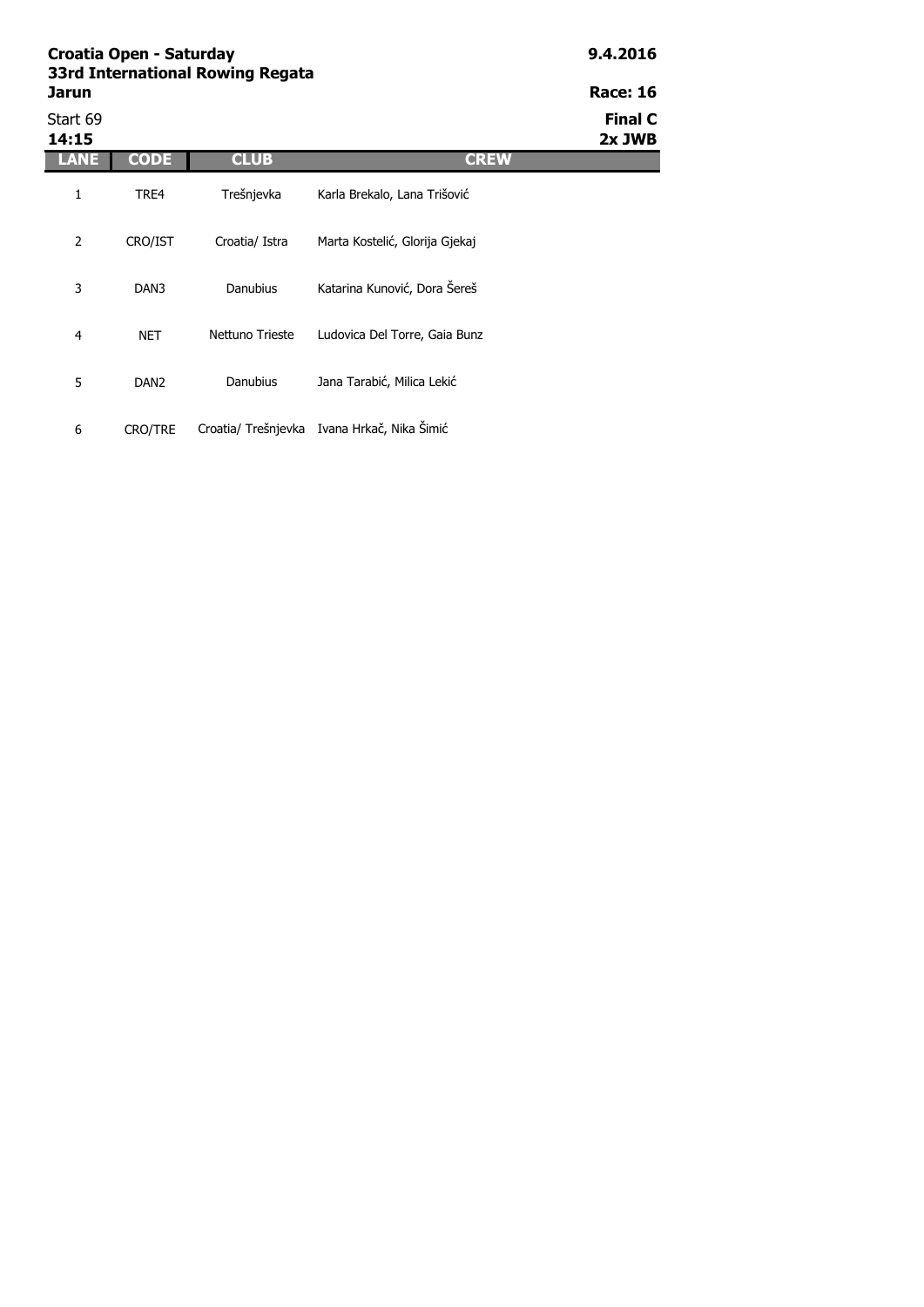**Croatia Open - Saturday**
**33rd International Rowing Regata**
**Jarun**

**9.4.2016**
**Race: 16**

Start 69
**14:15**

**Final C**
**2x JWB**

| LANE | CODE | CLUB | CREW |
| --- | --- | --- | --- |
| 1 | TRE4 | Trešnjevka | Karla Brekalo, Lana Trišović |
| 2 | CRO/IST | Croatia/ Istra | Marta Kostelić, Glorija Gjekaj |
| 3 | DAN3 | Danubius | Katarina Kunović, Dora Šereš |
| 4 | NET | Nettuno Trieste | Ludovica Del Torre, Gaia Bunz |
| 5 | DAN2 | Danubius | Jana Tarabić, Milica Lekić |
| 6 | CRO/TRE | Croatia/ Trešnjevka | Ivana Hrkač, Nika Šimić |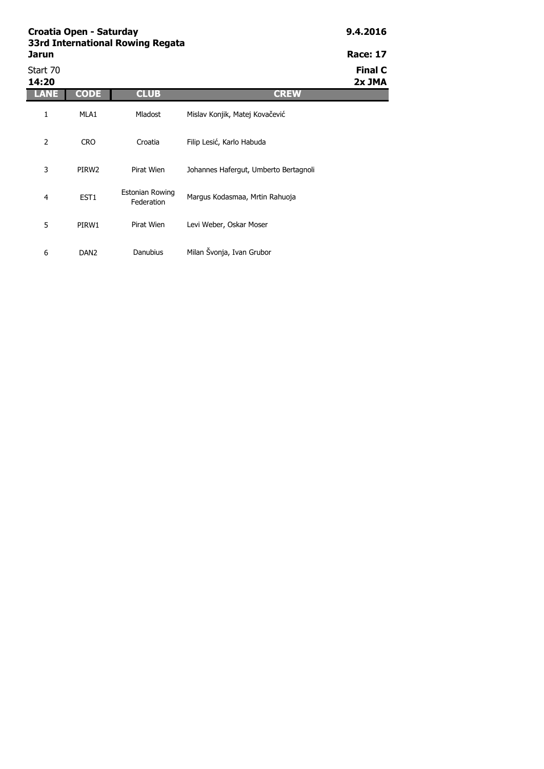**Croatia Open - Saturday**
**33rd International Rowing Regata**
**Jarun**

**9.4.2016**
**Race: 17**

Start 70
**14:20**

**Final C**
**2x JMA**

| LANE | CODE | CLUB | CREW |
|---|---|---|---|
| 1 | MLA1 | Mladost | Mislav Konjik, Matej Kovačević |
| 2 | CRO | Croatia | Filip Lesić, Karlo Habuda |
| 3 | PIRW2 | Pirat Wien | Johannes Hafergut, Umberto Bertagnoli |
| 4 | EST1 | Estonian Rowing Federation | Margus Kodasmaa, Mrtin Rahuoja |
| 5 | PIRW1 | Pirat Wien | Levi Weber, Oskar Moser |
| 6 | DAN2 | Danubius | Milan Švonja, Ivan Grubor |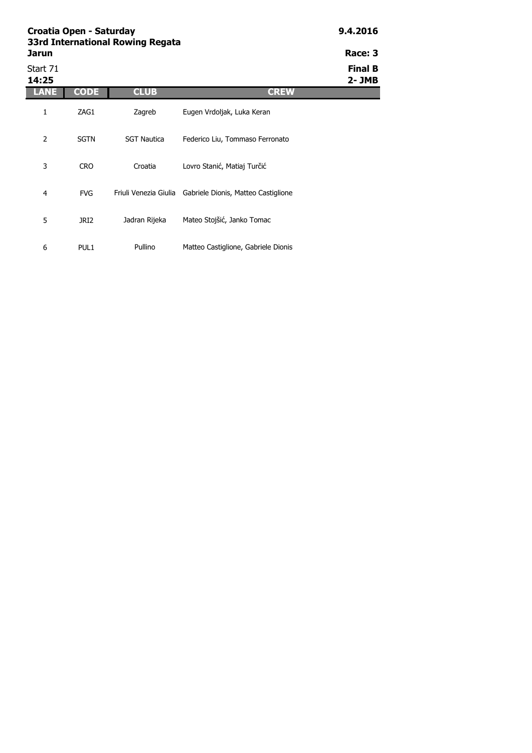**Croatia Open - Saturday** **9.4.2016**
**33rd International Rowing Regata**
**Jarun** **Race: 3**

Start 71 **Final B**
**14:25** **2- JMB**

| LANE | CODE | CLUB | CREW |
|---|---|---|---|
| 1 | ZAG1 | Zagreb | Eugen Vrdoljak, Luka Keran |
| 2 | SGTN | SGT Nautica | Federico Liu, Tommaso Ferronato |
| 3 | CRO | Croatia | Lovro Stanić, Matiaj Turčić |
| 4 | FVG | Friuli Venezia Giulia | Gabriele Dionis, Matteo Castiglione |
| 5 | JRI2 | Jadran Rijeka | Mateo Stojšić, Janko Tomac |
| 6 | PUL1 | Pullino | Matteo Castiglione, Gabriele Dionis |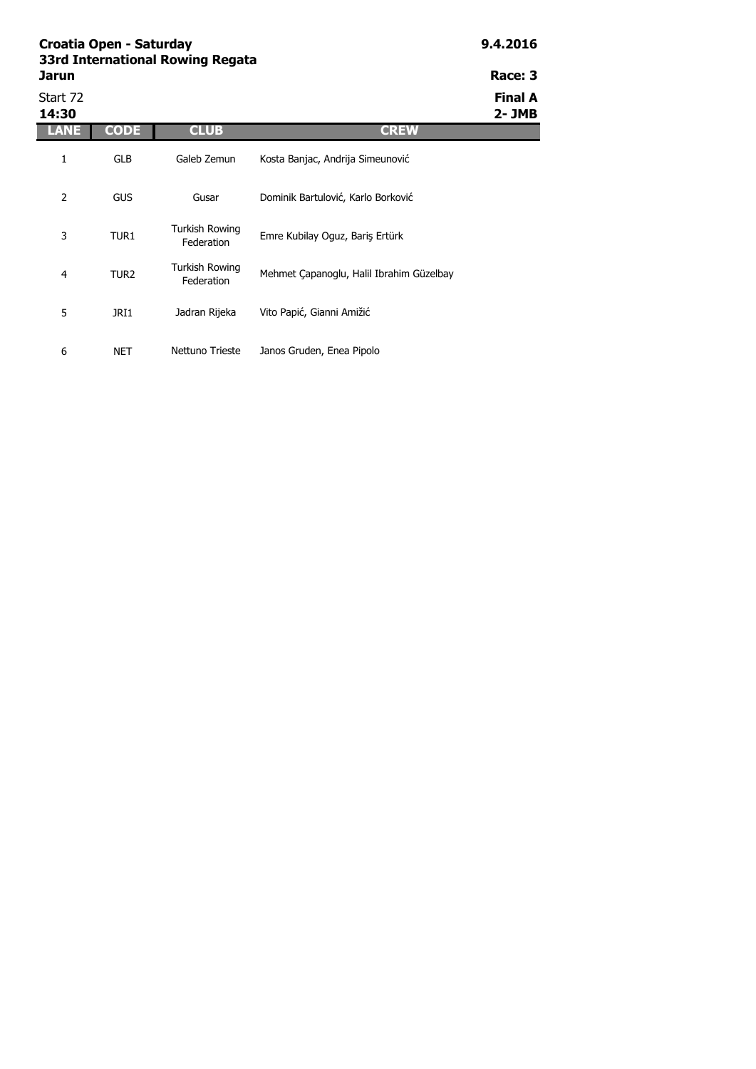**Croatia Open - Saturday**
**33rd International Rowing Regata**
**Jarun**

**9.4.2016**

**Race: 3**

Start 72
**14:30**

**Final A**
**2- JMB**

| LANE | CODE | CLUB | CREW |
|---|---|---|---|
| 1 | GLB | Galeb Zemun | Kosta Banjac, Andrija Simeunović |
| 2 | GUS | Gusar | Dominik Bartulović, Karlo Borković |
| 3 | TUR1 | Turkish Rowing Federation | Emre Kubilay Oguz, Bariş Ertürk |
| 4 | TUR2 | Turkish Rowing Federation | Mehmet Çapanoglu, Halil Ibrahim Güzelbay |
| 5 | JRI1 | Jadran Rijeka | Vito Papić, Gianni Amižić |
| 6 | NET | Nettuno Trieste | Janos Gruden, Enea Pipolo |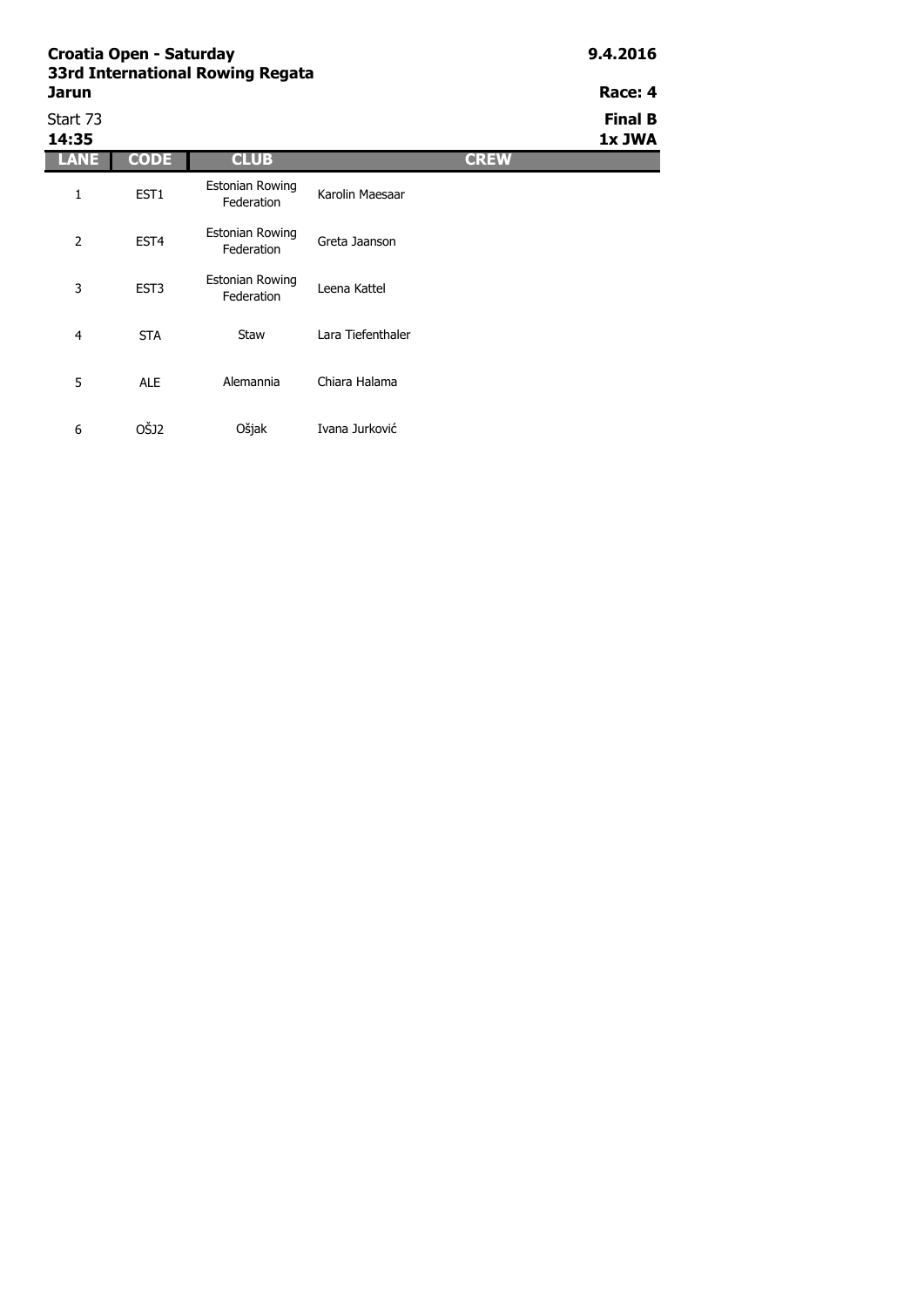**Croatia Open - Saturday**
**33rd International Rowing Regata**
**Jarun**

**9.4.2016**

**Race: 4**

Start 73
**14:35**

**Final B**
**1x JWA**

| LANE | CODE | CLUB | CREW |
|---|---|---|---|
| 1 | EST1 | Estonian Rowing Federation | Karolin Maesaar |
| 2 | EST4 | Estonian Rowing Federation | Greta Jaanson |
| 3 | EST3 | Estonian Rowing Federation | Leena Kattel |
| 4 | STA | Staw | Lara Tiefenthaler |
| 5 | ALE | Alemannia | Chiara Halama |
| 6 | OŠJ2 | Ošjak | Ivana Jurković |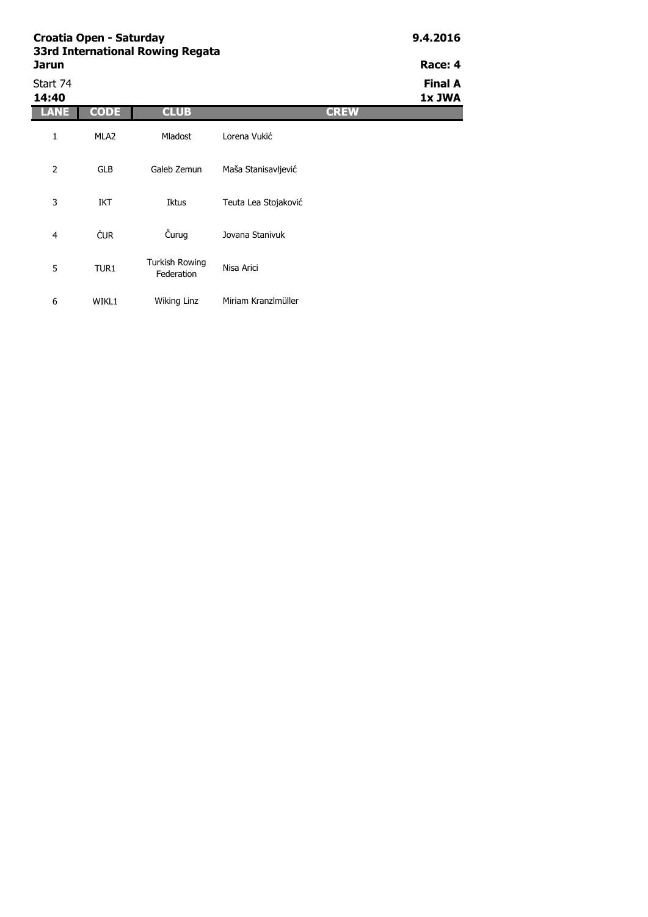**Croatia Open - Saturday**
**33rd International Rowing Regata**
**Jarun**

**9.4.2016**

**Race: 4**

Start 74
**14:40**

**Final A**
**1x JWA**

| LANE | CODE | CLUB | CREW |
|---|---|---|---|
| 1 | MLA2 | Mladost | Lorena Vukić |
| 2 | GLB | Galeb Zemun | Maša Stanisavljević |
| 3 | IKT | Iktus | Teuta Lea Stojaković |
| 4 | ČUR | Čurug | Jovana Stanivuk |
| 5 | TUR1 | Turkish Rowing Federation | Nisa Arici |
| 6 | WIKL1 | Wiking Linz | Miriam Kranzlmüller |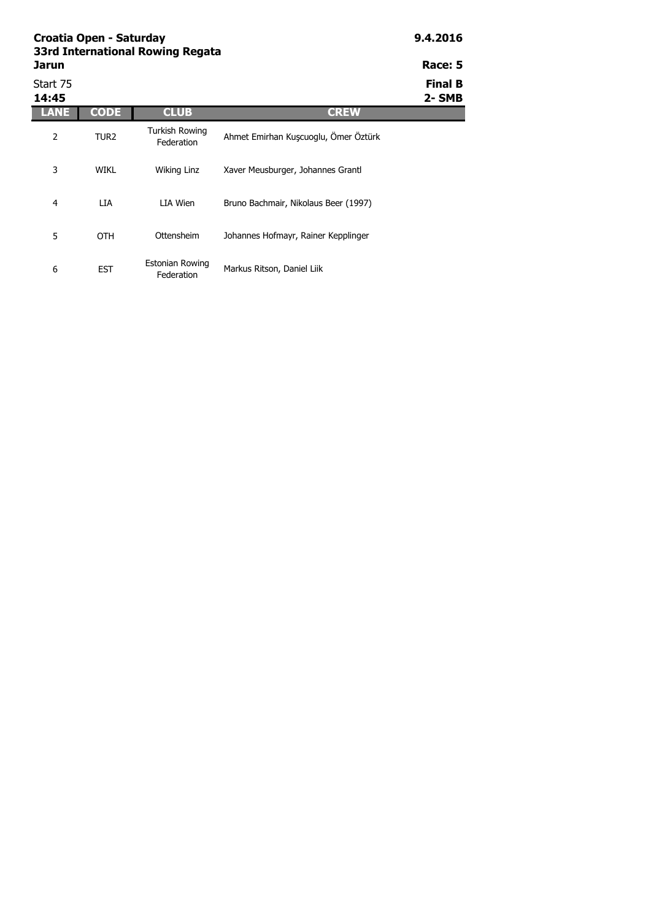**Croatia Open - Saturday**
**33rd International Rowing Regata**
**Jarun**

**9.4.2016**
**Race: 5**

Start 75
**14:45**

**Final B**
**2- SMB**

| LANE | CODE | CLUB | CREW |
|---|---|---|---|
| 2 | TUR2 | Turkish Rowing Federation | Ahmet Emirhan Kuşcuoglu, Ömer Öztürk |
| 3 | WIKL | Wiking Linz | Xaver Meusburger, Johannes Grantl |
| 4 | LIA | LIA Wien | Bruno Bachmair, Nikolaus Beer (1997) |
| 5 | OTH | Ottensheim | Johannes Hofmayr, Rainer Kepplinger |
| 6 | EST | Estonian Rowing Federation | Markus Ritson, Daniel Liik |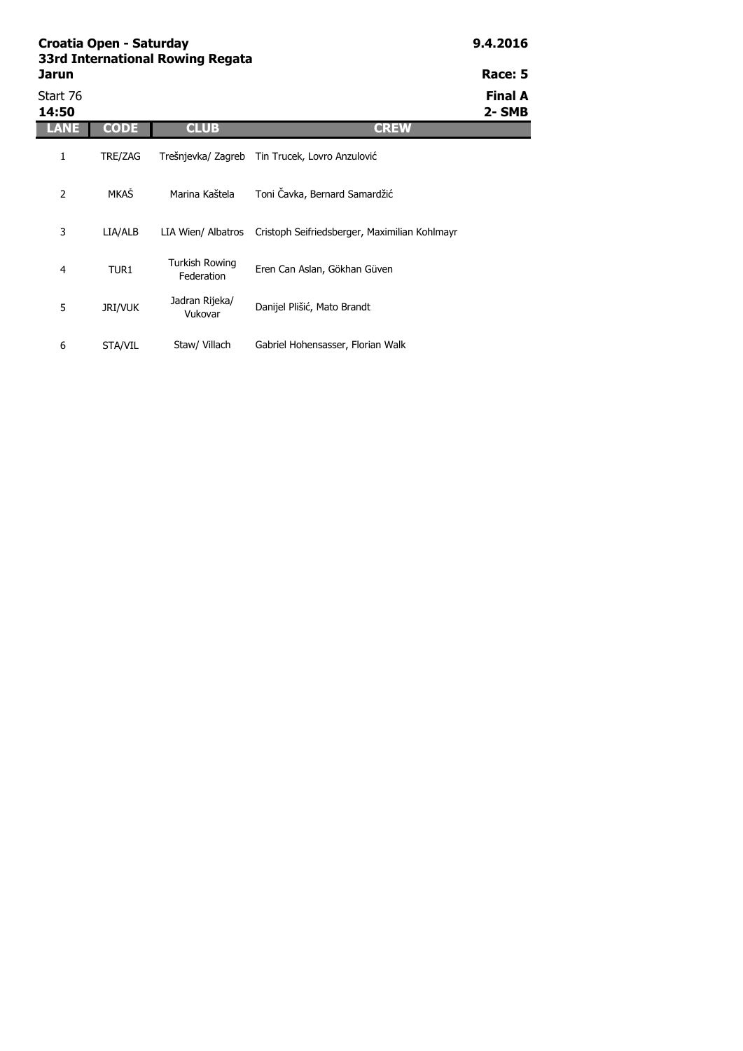**Croatia Open - Saturday**
**33rd International Rowing Regata**
**Jarun**

**9.4.2016**

**Race: 5**

Start 76
**14:50**

**Final A**
**2- SMB**

| LANE | CODE | CLUB | CREW |
|---|---|---|---|
| 1 | TRE/ZAG | Trešnjevka/ Zagreb | Tin Trucek, Lovro Anzulović |
| 2 | MKAŠ | Marina Kaštela | Toni Čavka, Bernard Samardžić |
| 3 | LIA/ALB | LIA Wien/ Albatros | Cristoph Seifriedsberger, Maximilian Kohlmayr |
| 4 | TUR1 | Turkish Rowing Federation | Eren Can Aslan, Gökhan Güven |
| 5 | JRI/VUK | Jadran Rijeka/ Vukovar | Danijel Plišić, Mato Brandt |
| 6 | STA/VIL | Staw/ Villach | Gabriel Hohensasser, Florian Walk |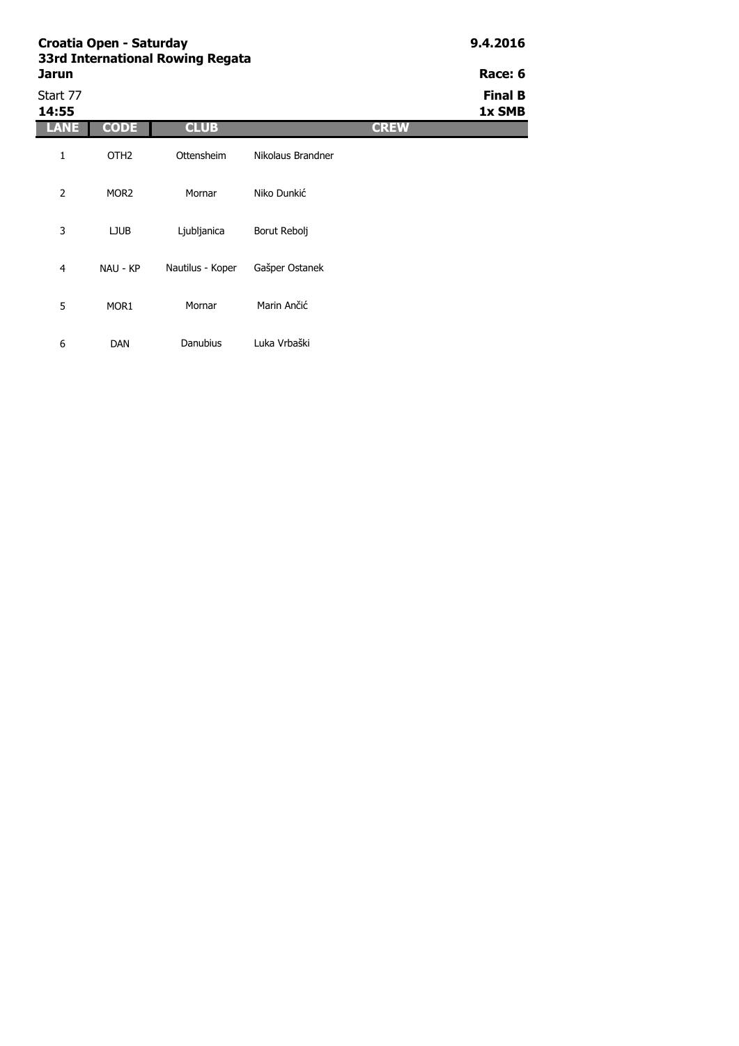**Croatia Open - Saturday**
**33rd International Rowing Regata**
**Jarun**

**9.4.2016**

**Race: 6**

Start 77
**14:55**

**Final B**
**1x SMB**

| LANE | CODE | CLUB | CREW |
|---|---|---|---|
| 1 | OTH2 | Ottensheim | Nikolaus Brandner |
| 2 | MOR2 | Mornar | Niko Dunkić |
| 3 | LJUB | Ljubljanica | Borut Rebolj |
| 4 | NAU - KP | Nautilus - Koper | Gašper Ostanek |
| 5 | MOR1 | Mornar | Marin Ančić |
| 6 | DAN | Danubius | Luka Vrbaški |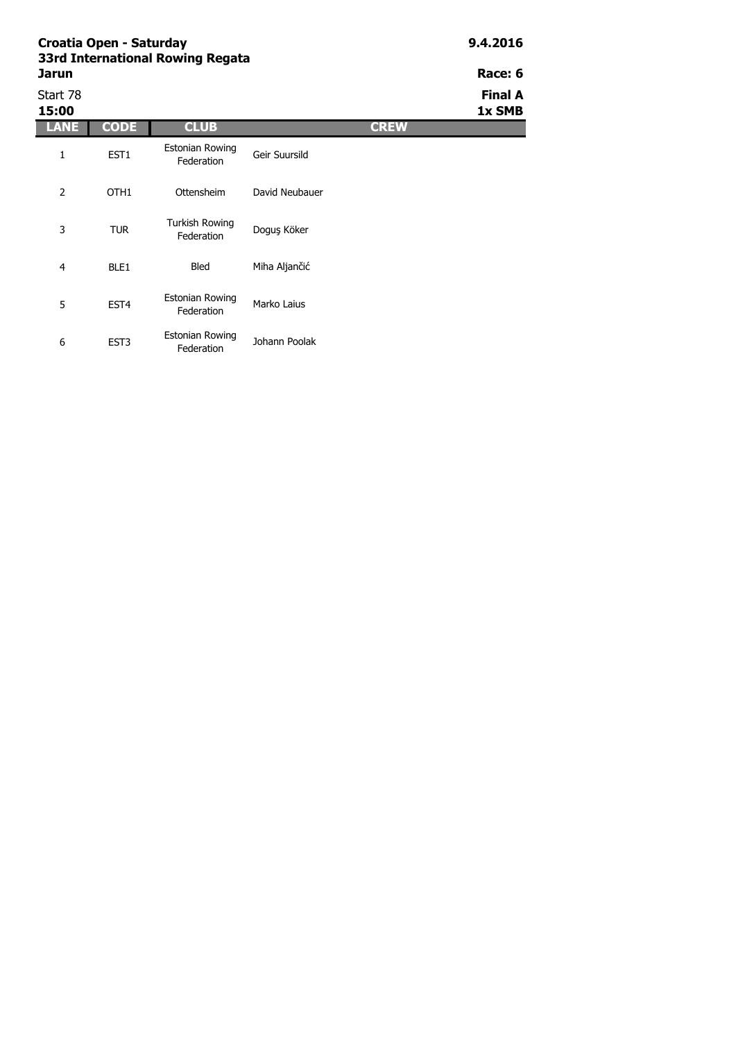**Croatia Open - Saturday**
**33rd International Rowing Regata**
**Jarun**

**9.4.2016**

**Race: 6**

Start 78
**15:00**

**Final A**
**1x SMB**

| LANE | CODE | CLUB | CREW |
| --- | --- | --- | --- |
| 1 | EST1 | Estonian Rowing Federation | Geir Suursild |
| 2 | OTH1 | Ottensheim | David Neubauer |
| 3 | TUR | Turkish Rowing Federation | Doguş Köker |
| 4 | BLE1 | Bled | Miha Aljančić |
| 5 | EST4 | Estonian Rowing Federation | Marko Laius |
| 6 | EST3 | Estonian Rowing Federation | Johann Poolak |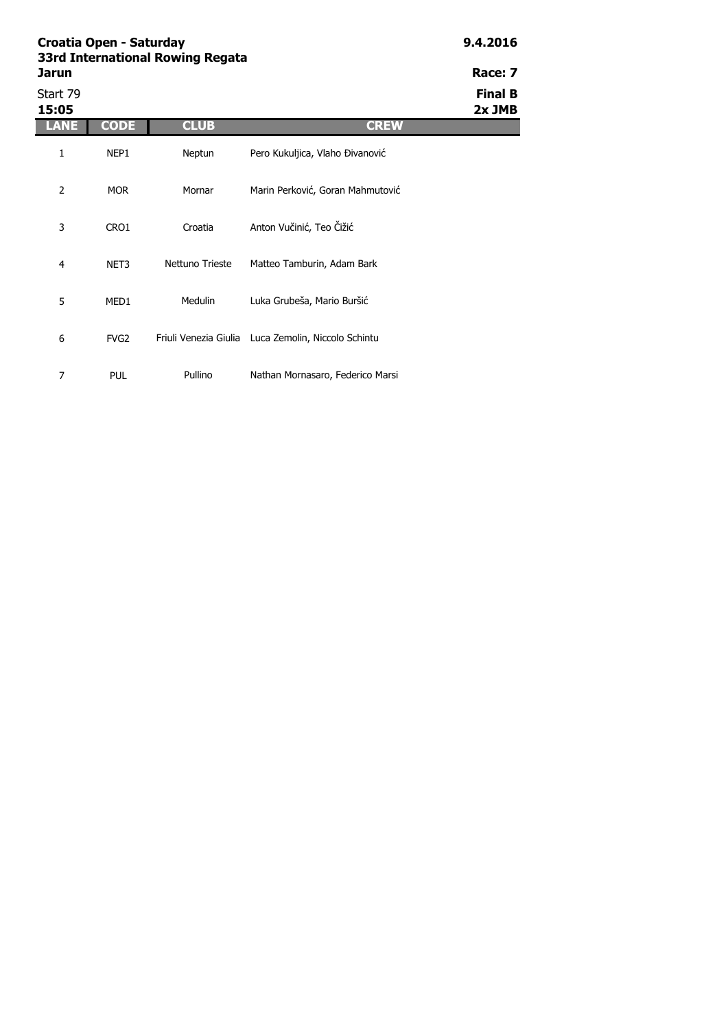**Croatia Open - Saturday**
**33rd International Rowing Regata**
**Jarun**

**9.4.2016**

**Race: 7**

Start 79
**15:05**

**Final B**
**2x JMB**

| LANE | CODE | CLUB | CREW |
|---|---|---|---|
| 1 | NEP1 | Neptun | Pero Kukuljica, Vlaho Đivanović |
| 2 | MOR | Mornar | Marin Perković, Goran Mahmutović |
| 3 | CRO1 | Croatia | Anton Vučinić, Teo Čižić |
| 4 | NET3 | Nettuno Trieste | Matteo Tamburin, Adam Bark |
| 5 | MED1 | Medulin | Luka Grubeša, Mario Buršić |
| 6 | FVG2 | Friuli Venezia Giulia | Luca Zemolin, Niccolo Schintu |
| 7 | PUL | Pullino | Nathan Mornasaro, Federico Marsi |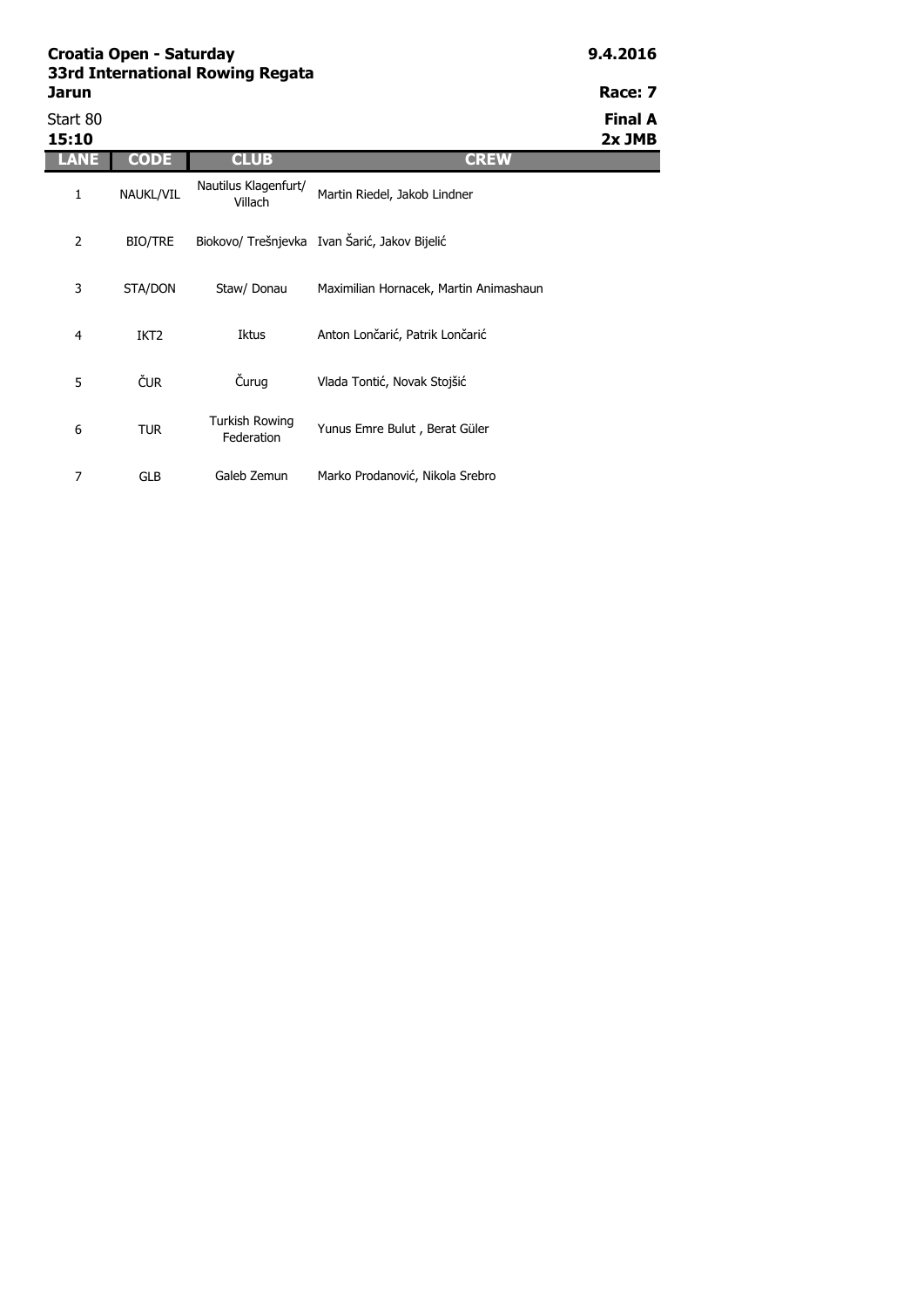**Croatia Open - Saturday**
**33rd International Rowing Regata**
**Jarun**

**9.4.2016**

**Race: 7**

Start 80
**15:10**

**Final A**
**2x JMB**

| LANE | CODE | CLUB | CREW |
|---|---|---|---|
| 1 | NAUKL/VIL | Nautilus Klagenfurt/ Villach | Martin Riedel, Jakob Lindner |
| 2 | BIO/TRE | Biokovo/ Trešnjevka | Ivan Šarić, Jakov Bijelić |
| 3 | STA/DON | Staw/ Donau | Maximilian Hornacek, Martin Animashaun |
| 4 | IKT2 | Iktus | Anton Lončarić, Patrik Lončarić |
| 5 | ČUR | Čurug | Vlada Tontić, Novak Stojšić |
| 6 | TUR | Turkish Rowing Federation | Yunus Emre Bulut , Berat Güler |
| 7 | GLB | Galeb Zemun | Marko Prodanović, Nikola Srebro |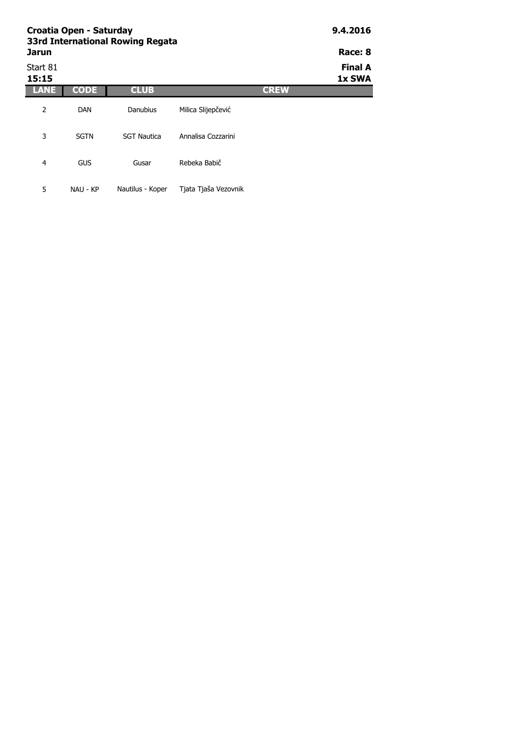**Croatia Open - Saturday**
**33rd International Rowing Regata**
**Jarun**

**9.4.2016**

**Race: 8**

Start 81
**15:15**

**Final A**
**1x SWA**

| LANE | CODE | CLUB | CREW |
|---|---|---|---|
| 2 | DAN | Danubius | Milica Slijepčević |
| 3 | SGTN | SGT Nautica | Annalisa Cozzarini |
| 4 | GUS | Gusar | Rebeka Babič |
| 5 | NAU - KP | Nautilus - Koper | Tjata Tjaša Vezovnik |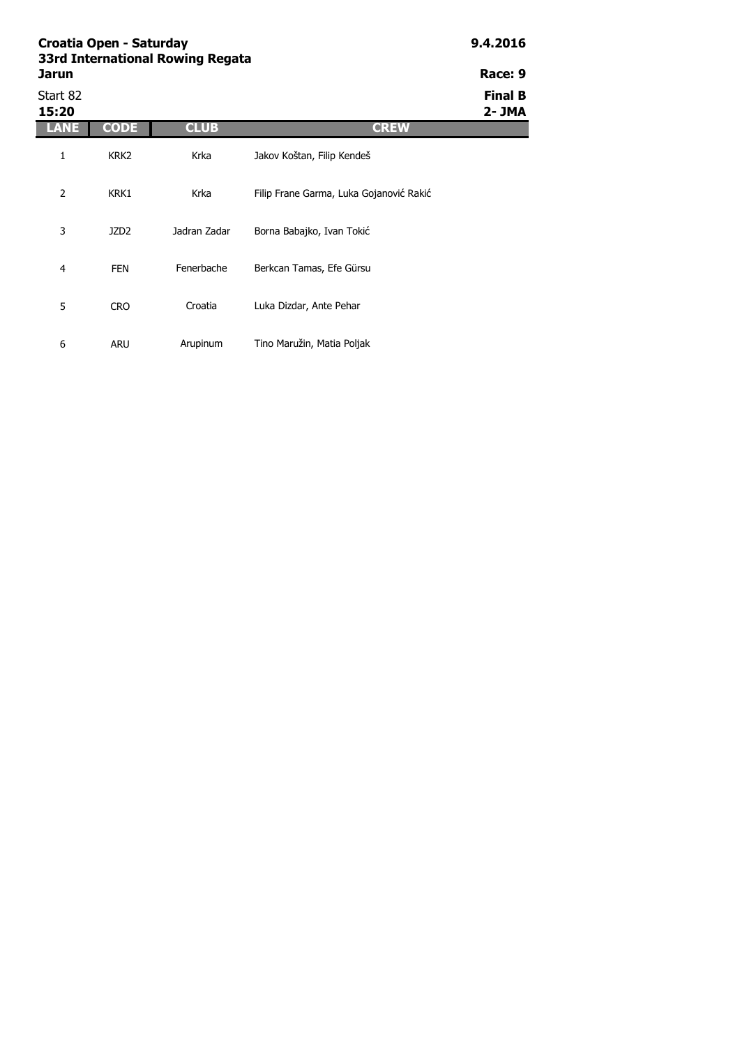**Croatia Open - Saturday**
**33rd International Rowing Regata**
**Jarun**

**9.4.2016**

**Race: 9**

Start 82
**15:20**

**Final B**
**2- JMA**

| LANE | CODE | CLUB | CREW |
|---|---|---|---|
| 1 | KRK2 | Krka | Jakov Koštan, Filip Kendeš |
| 2 | KRK1 | Krka | Filip Frane Garma, Luka Gojanović Rakić |
| 3 | JZD2 | Jadran Zadar | Borna Babajko, Ivan Tokić |
| 4 | FEN | Fenerbache | Berkcan Tamas, Efe Gürsu |
| 5 | CRO | Croatia | Luka Dizdar, Ante Pehar |
| 6 | ARU | Arupinum | Tino Maružin, Matia Poljak |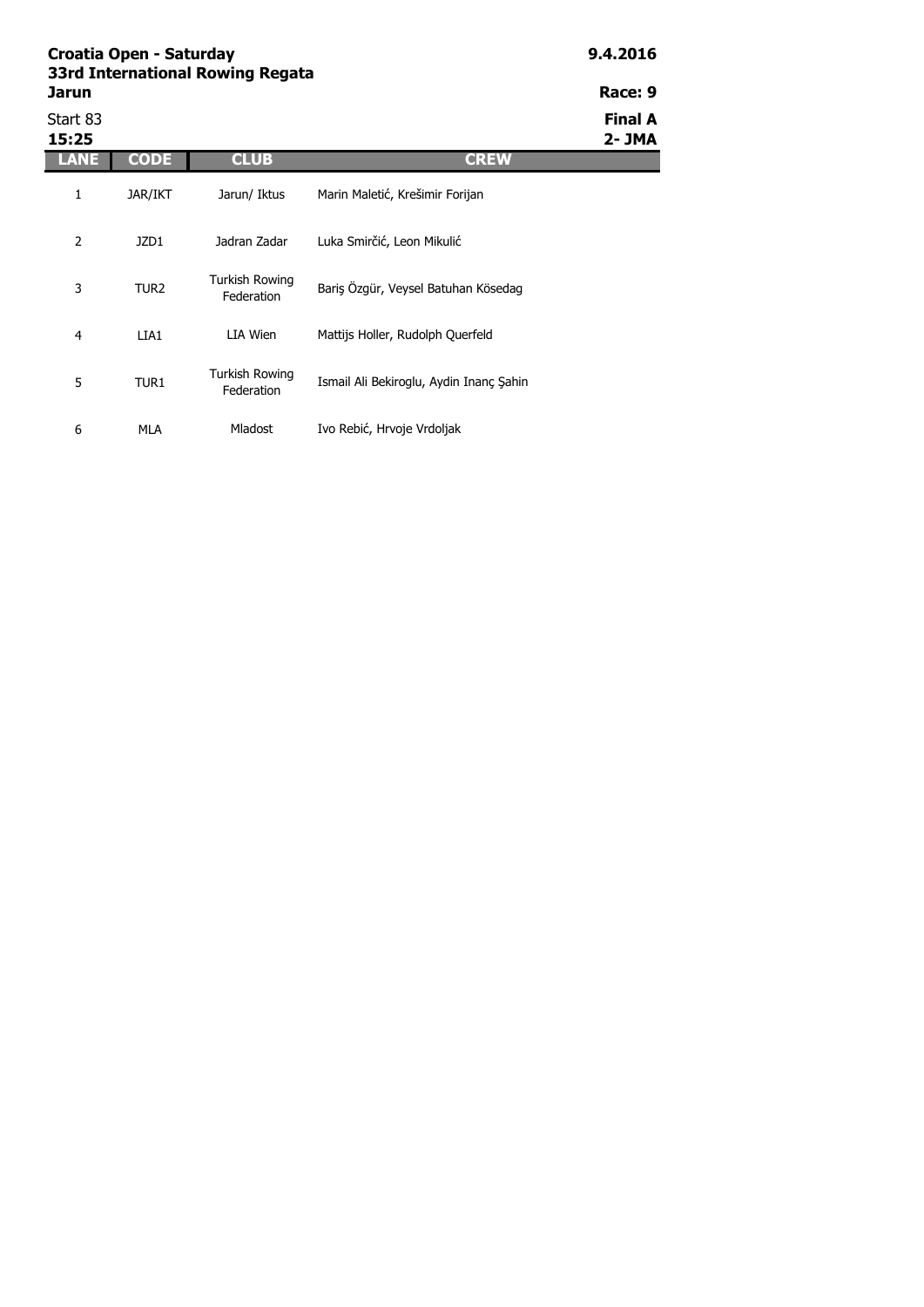**Croatia Open - Saturday**
**33rd International Rowing Regata**
**Jarun**

**9.4.2016**

**Race: 9**

Start 83
**15:25**

**Final A**
**2- JMA**

| LANE | CODE | CLUB | CREW |
|---|---|---|---|
| 1 | JAR/IKT | Jarun/ Iktus | Marin Maletić, Krešimir Forijan |
| 2 | JZD1 | Jadran Zadar | Luka Smirčić, Leon Mikulić |
| 3 | TUR2 | Turkish Rowing Federation | Bariş Özgür, Veysel Batuhan Kösedag |
| 4 | LIA1 | LIA Wien | Mattijs Holler, Rudolph Querfeld |
| 5 | TUR1 | Turkish Rowing Federation | Ismail Ali Bekiroglu, Aydin Inanç Şahin |
| 6 | MLA | Mladost | Ivo Rebić, Hrvoje Vrdoljak |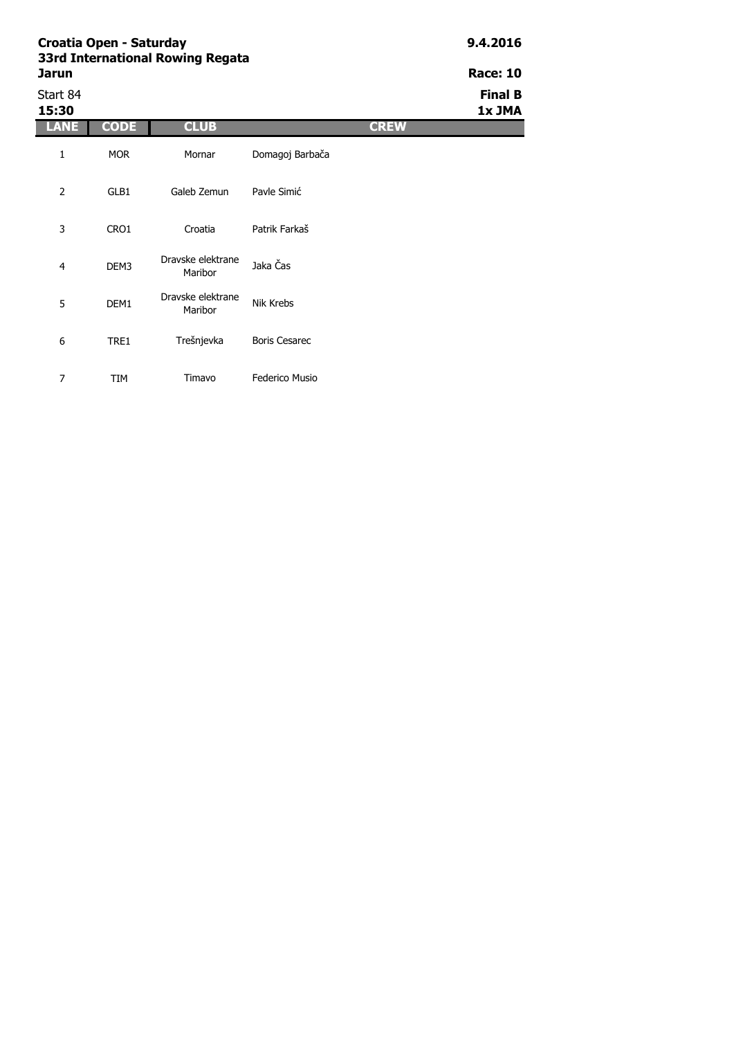**Croatia Open - Saturday**
**33rd International Rowing Regata**
**Jarun**

**9.4.2016**

**Race: 10**

Start 84
**15:30**

**Final B**
**1x JMA**

| LANE | CODE | CLUB | CREW |
|---|---|---|---|
| 1 | MOR | Mornar | Domagoj Barbača |
| 2 | GLB1 | Galeb Zemun | Pavle Simić |
| 3 | CRO1 | Croatia | Patrik Farkaš |
| 4 | DEM3 | Dravske elektrane Maribor | Jaka Čas |
| 5 | DEM1 | Dravske elektrane Maribor | Nik Krebs |
| 6 | TRE1 | Trešnjevka | Boris Cesarec |
| 7 | TIM | Timavo | Federico Musio |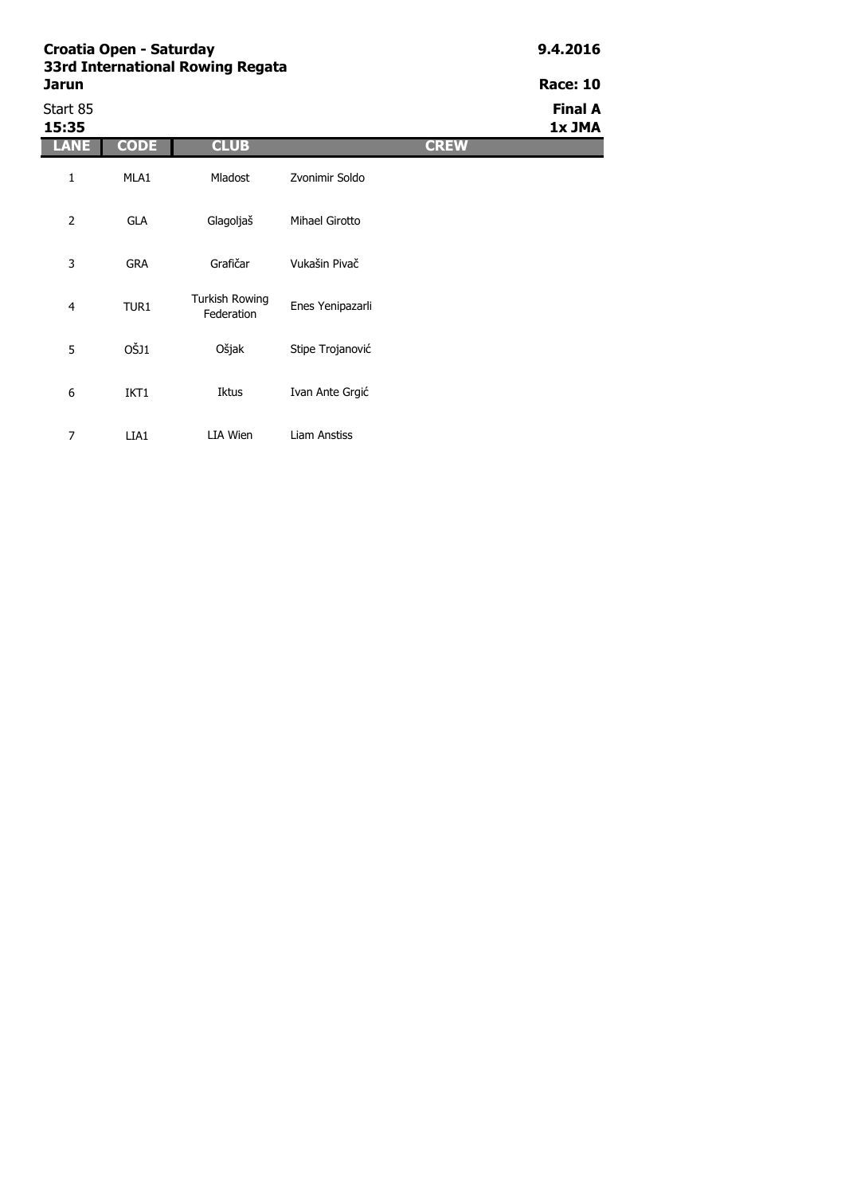**Croatia Open - Saturday**
**33rd International Rowing Regata**
**Jarun**

**9.4.2016**

**Race: 10**

Start 85
**15:35**

**Final A**
**1x JMA**

| LANE | CODE | CLUB | CREW |
|---|---|---|---|
| 1 | MLA1 | Mladost | Zvonimir Soldo |
| 2 | GLA | Glagoljaš | Mihael Girotto |
| 3 | GRA | Grafičar | Vukašin Pivač |
| 4 | TUR1 | Turkish Rowing Federation | Enes Yenipazarli |
| 5 | OŠJ1 | Ošjak | Stipe Trojanović |
| 6 | IKT1 | Iktus | Ivan Ante Grgić |
| 7 | LIA1 | LIA Wien | Liam Anstiss |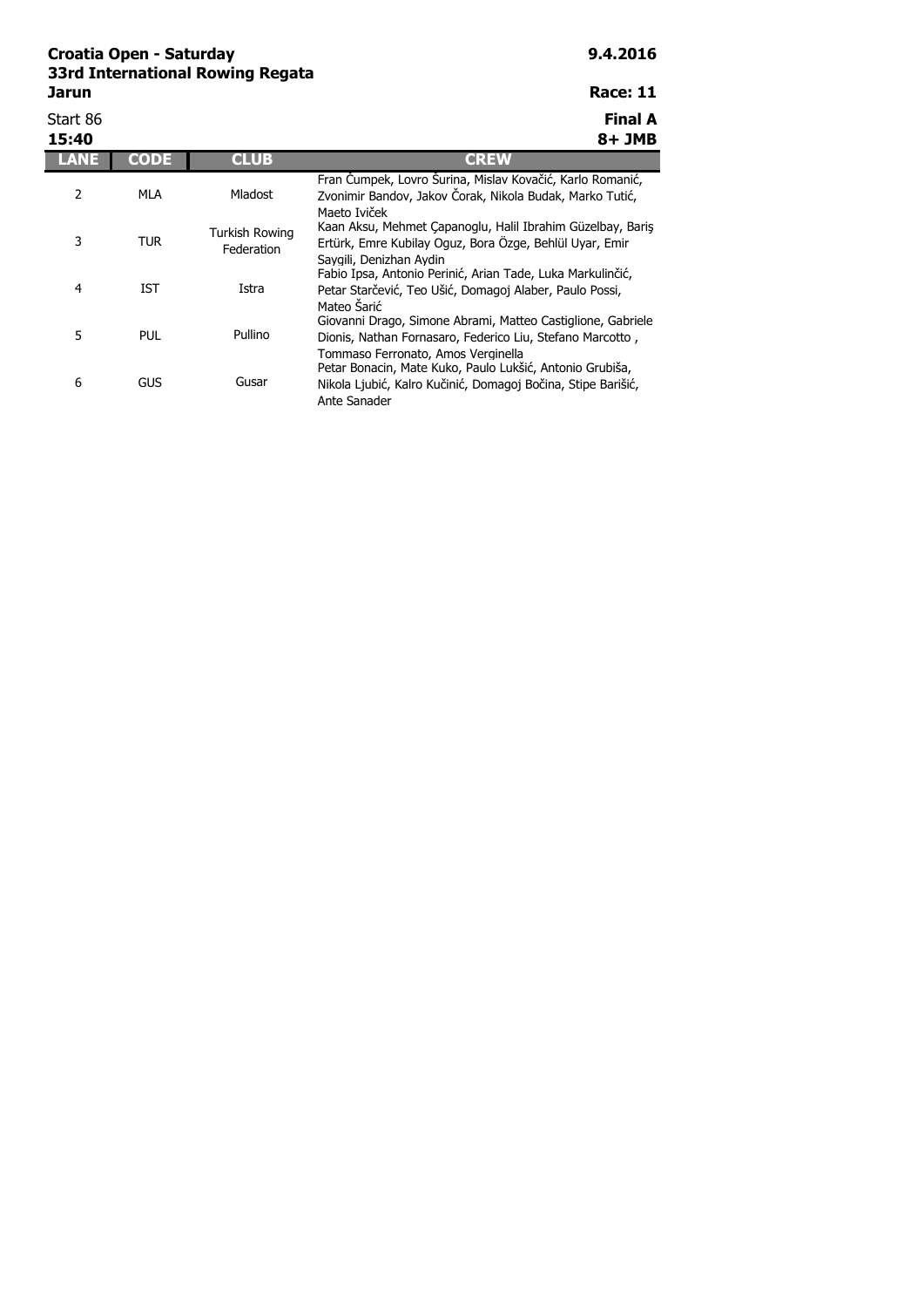**Croatia Open - Saturday**
**33rd International Rowing Regata**
**Jarun**

**9.4.2016**

**Race: 11**

Start 86
**15:40**

**Final A**
**8+ JMB**

| LANE | CODE | CLUB | CREW |
|---|---|---|---|
| 2 | MLA | Mladost | Fran Ćumpek, Lovro Šurina, Mislav Kovačić, Karlo Romanić, Zvonimir Bandov, Jakov Čorak, Nikola Budak, Marko Tutić, Maeto Ivišek |
| 3 | TUR | Turkish Rowing Federation | Kaan Aksu, Mehmet Çapanoglu, Halil Ibrahim Güzelbay, Bariş Ertürk, Emre Kubilay Oguz, Bora Özge, Behlül Uyar, Emir Saygili, Denizhan Aydin |
| 4 | IST | Istra | Fabio Ipsa, Antonio Perinić, Arian Tade, Luka Markulinčić, Petar Starčević, Teo Ušić, Domagoj Alaber, Paulo Possi, Mateo Šarić |
| 5 | PUL | Pullino | Giovanni Drago, Simone Abrami, Matteo Castiglione, Gabriele Dionis, Nathan Fornasaro, Federico Liu, Stefano Marcotto , Tommaso Ferronato, Amos Verginella |
| 6 | GUS | Gusar | Petar Bonacin, Mate Kuko, Paulo Lukšić, Antonio Grubiša, Nikola Ljubić, Kalro Kučinić, Domagoj Bočina, Stipe Barišić, Ante Sanader |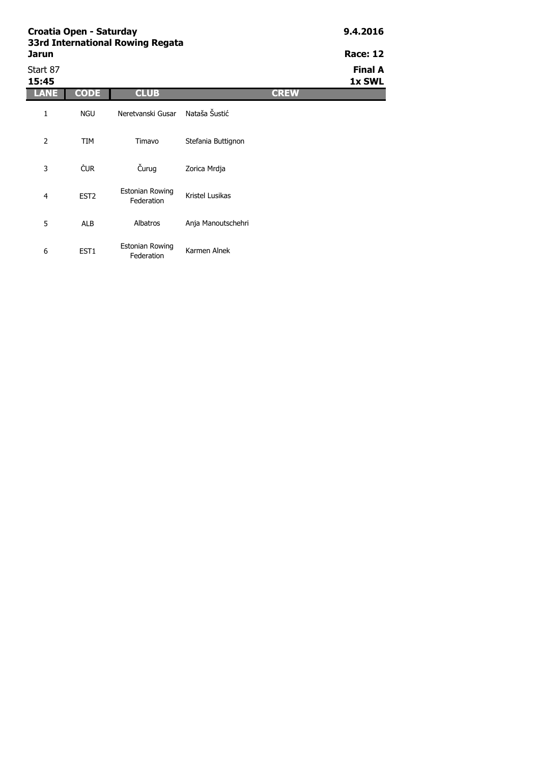**Croatia Open - Saturday**
**33rd International Rowing Regata**
**Jarun**

**9.4.2016**

**Race: 12**

Start 87
**15:45**

**Final A**
**1x SWL**

| LANE | CODE | CLUB | CREW |
|---|---|---|---|
| 1 | NGU | Neretvanski Gusar | Nataša Šustić |
| 2 | TIM | Timavo | Stefania Buttignon |
| 3 | ČUR | Čurug | Zorica Mrdja |
| 4 | EST2 | Estonian Rowing Federation | Kristel Lusikas |
| 5 | ALB | Albatros | Anja Manoutschehri |
| 6 | EST1 | Estonian Rowing Federation | Karmen Alnek |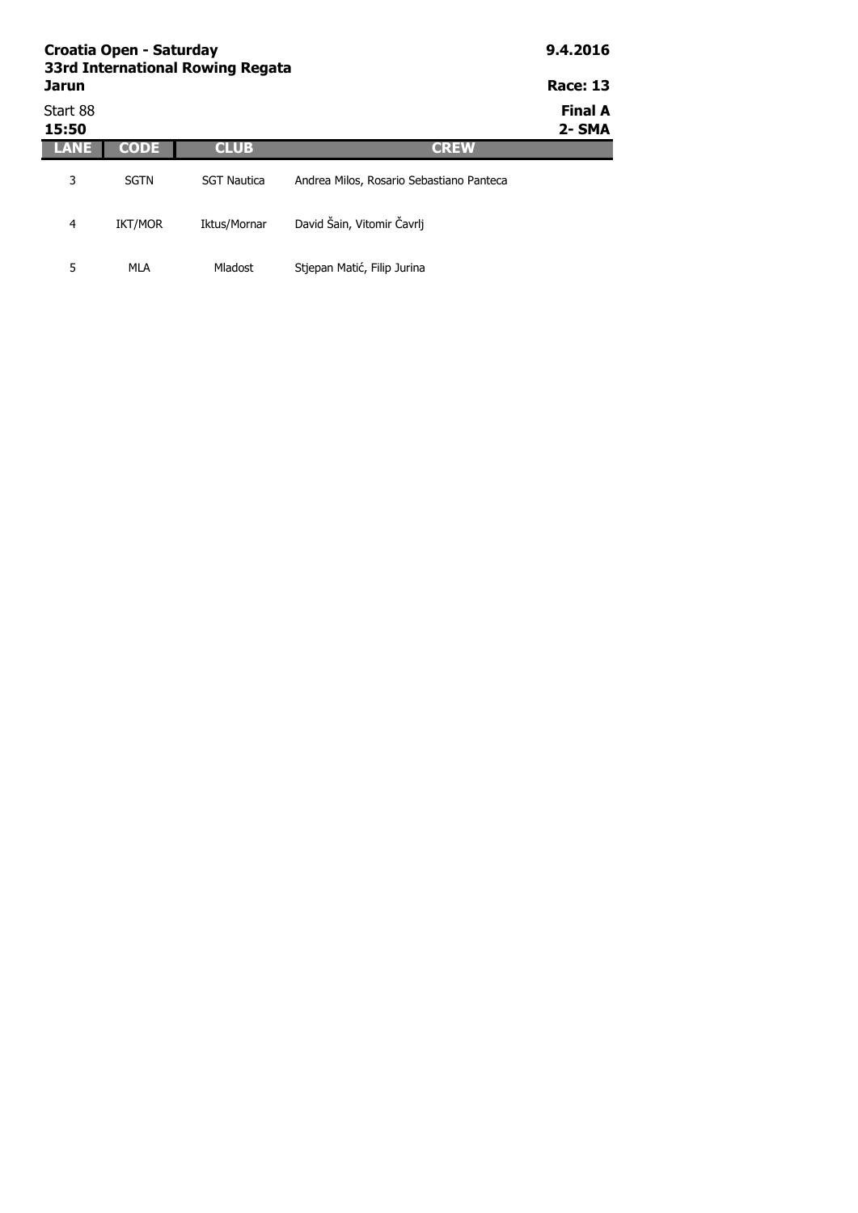**Croatia Open - Saturday**
**33rd International Rowing Regata**
**Jarun**

**9.4.2016**

**Race: 13**

Start 88
**15:50**

**Final A**
**2- SMA**

| LANE | CODE | CLUB | CREW |
| --- | --- | --- | --- |
| 3 | SGTN | SGT Nautica | Andrea Milos, Rosario Sebastiano Panteca |
| 4 | IKT/MOR | Iktus/Mornar | David Šain, Vitomir Čavrlj |
| 5 | MLA | Mladost | Stjepan Matić, Filip Jurina |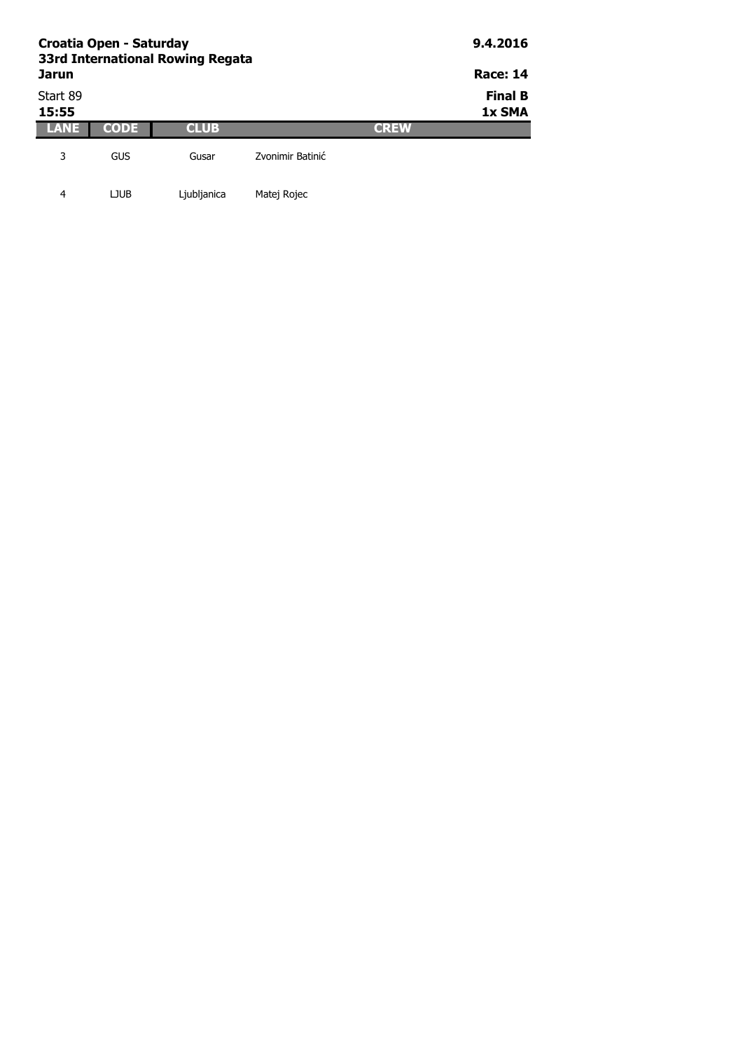**Croatia Open - Saturday**
**33rd International Rowing Regata**
**Jarun**

**9.4.2016**

**Race: 14**

Start 89
**15:55**

**Final B**
**1x SMA**

| LANE | CODE | CLUB | CREW |
|---|---|---|---|
| 3 | GUS | Gusar | Zvonimir Batinić |
| 4 | LJUB | Ljubljanica | Matej Rojec |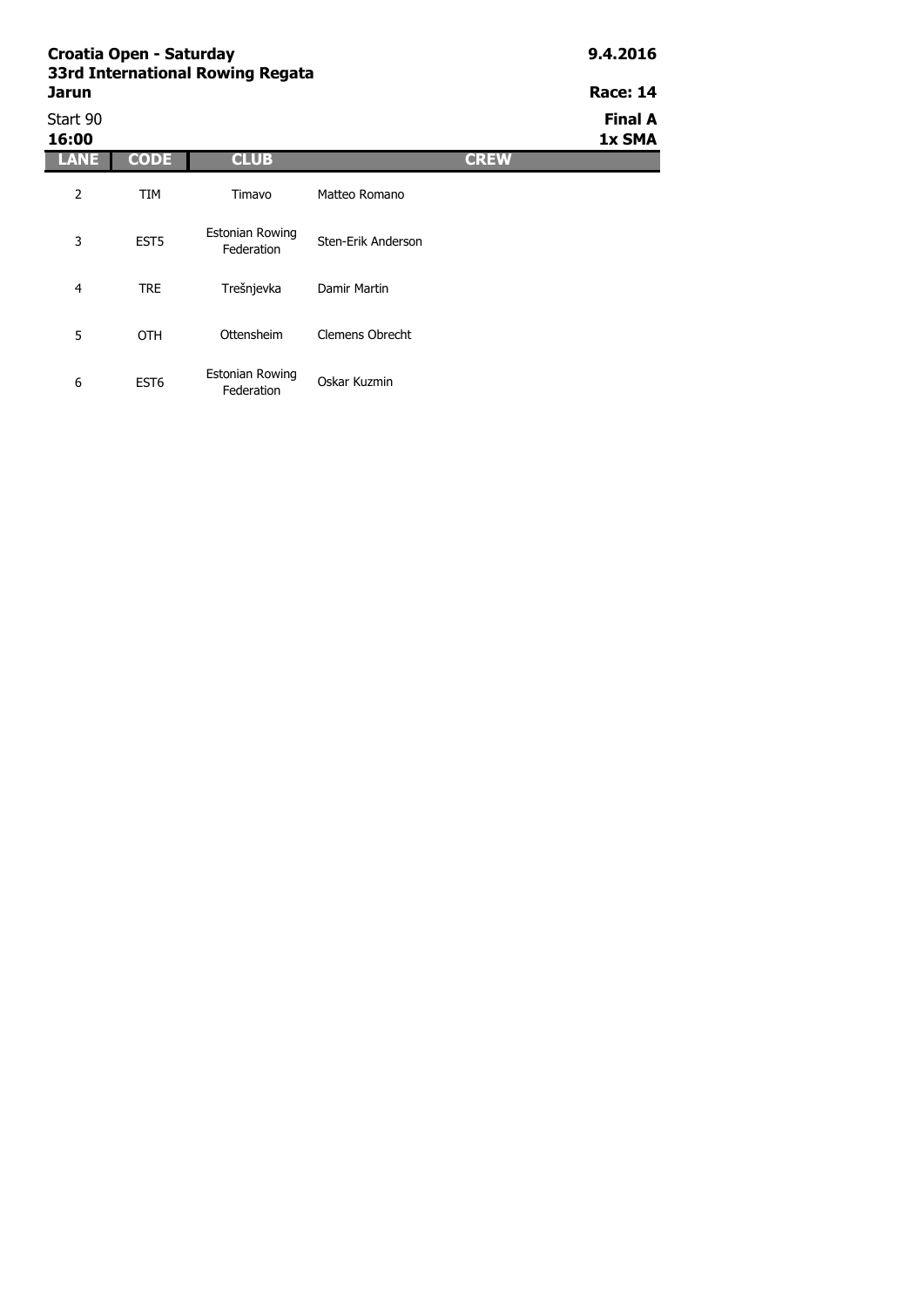**Croatia Open - Saturday**
**33rd International Rowing Regata**
**Jarun**

**9.4.2016**

**Race: 14**

Start 90
**16:00**

**Final A**
**1x SMA**

| LANE | CODE | CLUB | CREW |
|---|---|---|---|
| 2 | TIM | Timavo | Matteo Romano |
| 3 | EST5 | Estonian Rowing Federation | Sten-Erik Anderson |
| 4 | TRE | Trešnjevka | Damir Martin |
| 5 | OTH | Ottensheim | Clemens Obrecht |
| 6 | EST6 | Estonian Rowing Federation | Oskar Kuzmin |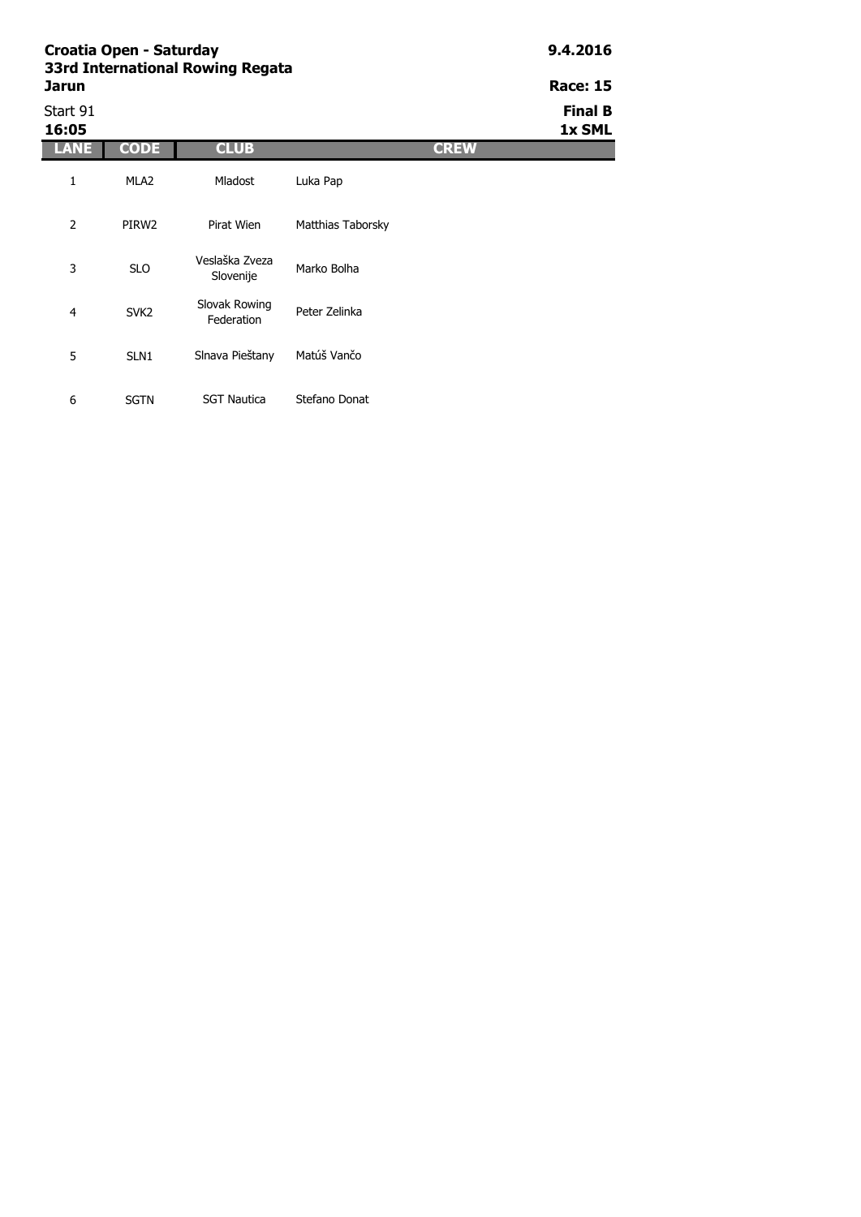**Croatia Open - Saturday**
**33rd International Rowing Regata**
**Jarun**

**9.4.2016**

**Race: 15**

Start 91
**16:05**

**Final B**
**1x SML**

| LANE | CODE | CLUB | CREW |
|---|---|---|---|
| 1 | MLA2 | Mladost | Luka Pap |
| 2 | PIRW2 | Pirat Wien | Matthias Taborsky |
| 3 | SLO | Veslaška Zveza Slovenije | Marko Bolha |
| 4 | SVK2 | Slovak Rowing Federation | Peter Zelinka |
| 5 | SLN1 | Slnava Piešťany | Matúš Vančo |
| 6 | SGTN | SGT Nautica | Stefano Donat |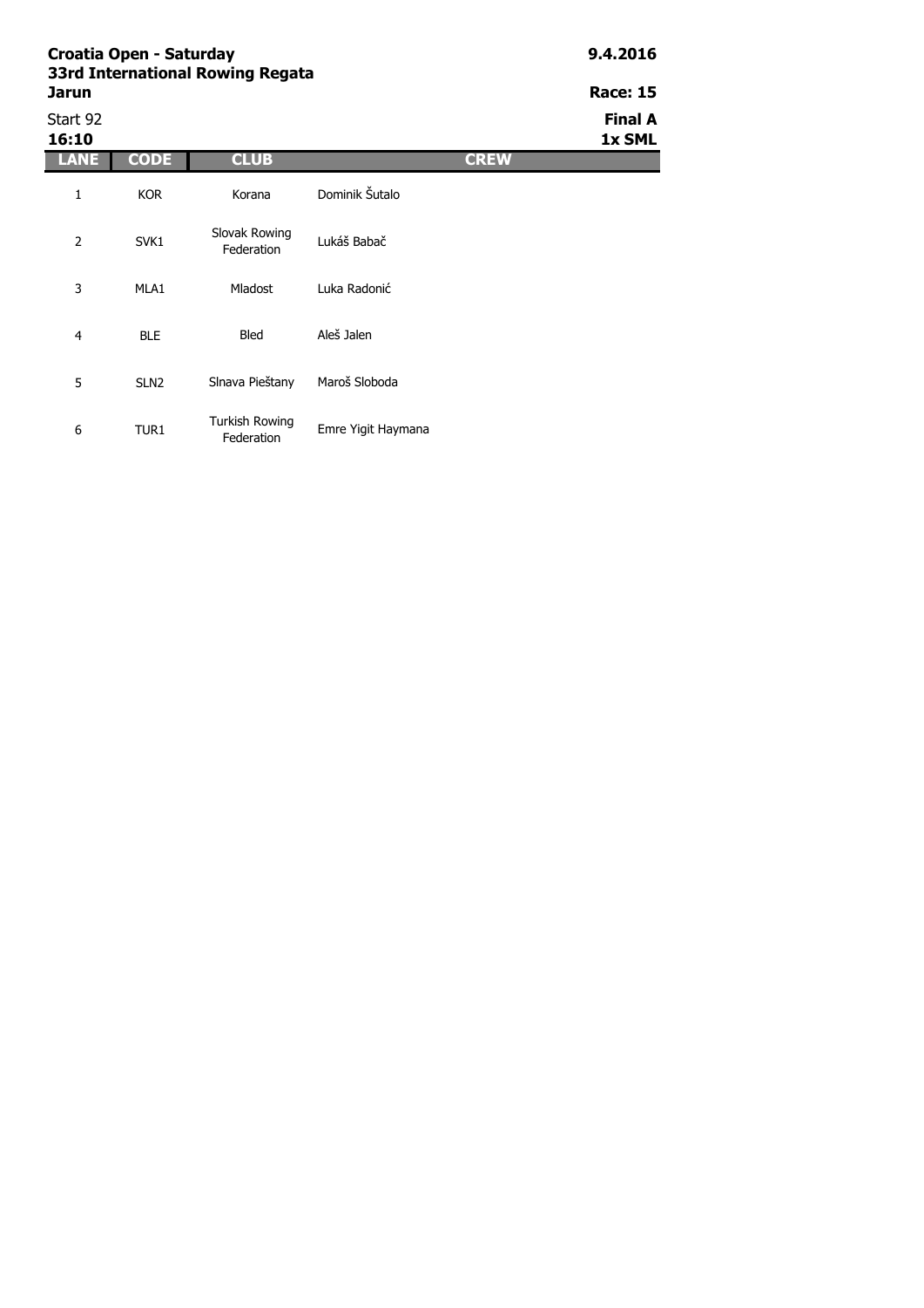**Croatia Open - Saturday**
**33rd International Rowing Regata**
**Jarun**

**9.4.2016**

**Race: 15**

Start 92
**16:10**

**Final A**
**1x SML**

| LANE | CODE | CLUB | CREW |
|---|---|---|---|
| 1 | KOR | Korana | Dominik Šutalo |
| 2 | SVK1 | Slovak Rowing Federation | Lukáš Babač |
| 3 | MLA1 | Mladost | Luka Radonić |
| 4 | BLE | Bled | Aleš Jalen |
| 5 | SLN2 | Slnava Pieštany | Maroš Sloboda |
| 6 | TUR1 | Turkish Rowing Federation | Emre Yigit Haymana |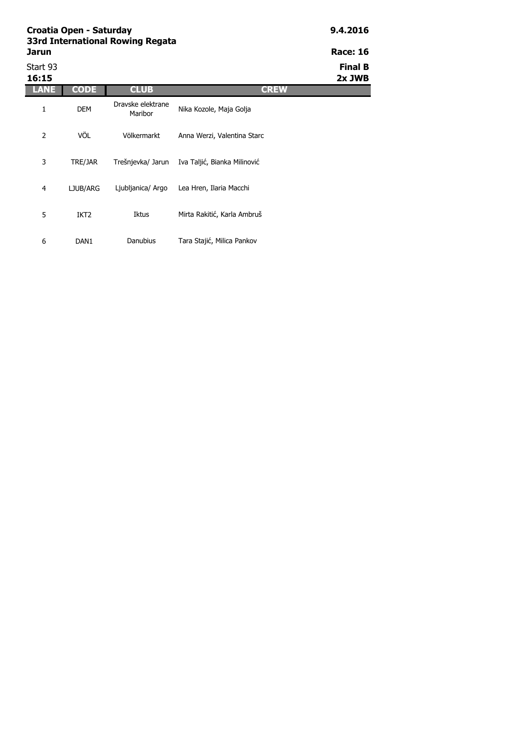**Croatia Open - Saturday**
**33rd International Rowing Regata**
**Jarun**

**9.4.2016**
**Race: 16**

Start 93
**16:15**

**Final B**
**2x JWB**

| LANE | CODE | CLUB | CREW |
|---|---|---|---|
| 1 | DEM | Dravske elektrane Maribor | Nika Kozole, Maja Golja |
| 2 | VÖL | Völkermarkt | Anna Werzi, Valentina Starc |
| 3 | TRE/JAR | Trešnjevka/ Jarun | Iva Taljić, Bianka Milinović |
| 4 | LJUB/ARG | Ljubljanica/ Argo | Lea Hren, Ilaria Macchi |
| 5 | IKT2 | Iktus | Mirta Rakitić, Karla Ambruš |
| 6 | DAN1 | Danubius | Tara Stajić, Milica Pankov |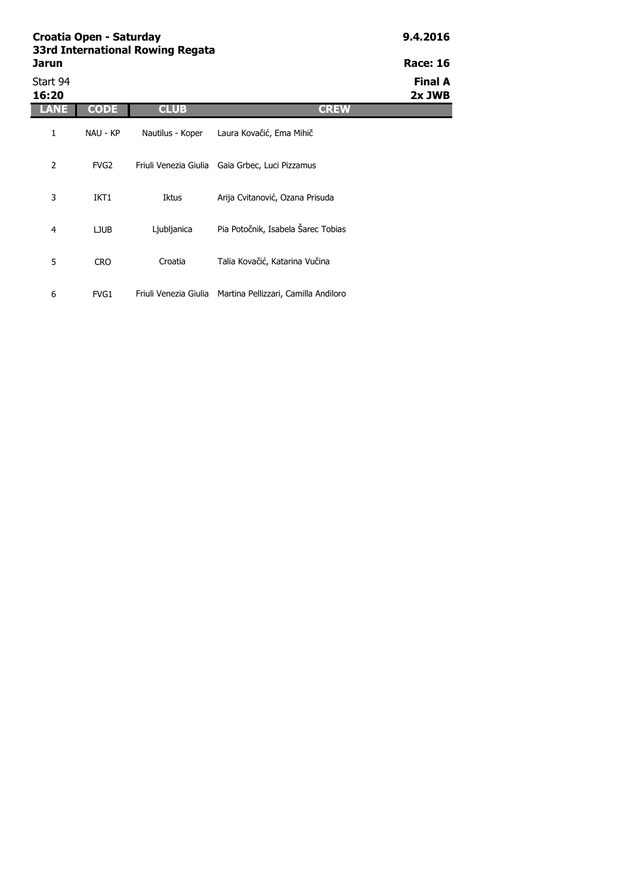**Croatia Open - Saturday**
**33rd International Rowing Regata**
**Jarun**

**9.4.2016**

**Race: 16**

Start 94
**16:20**

**Final A**
**2x JWB**

| LANE | CODE | CLUB | CREW |
|---|---|---|---|
| 1 | NAU - KP | Nautilus - Koper | Laura Kovačić, Ema Mihič |
| 2 | FVG2 | Friuli Venezia Giulia | Gaia Grbec, Luci Pizzamus |
| 3 | IKT1 | Iktus | Arija Cvitanović, Ozana Prisuda |
| 4 | LJUB | Ljubljanica | Pia Potočnik, Isabela Šarec Tobias |
| 5 | CRO | Croatia | Talia Kovačić, Katarina Vučina |
| 6 | FVG1 | Friuli Venezia Giulia | Martina Pellizzari, Camilla Andiloro |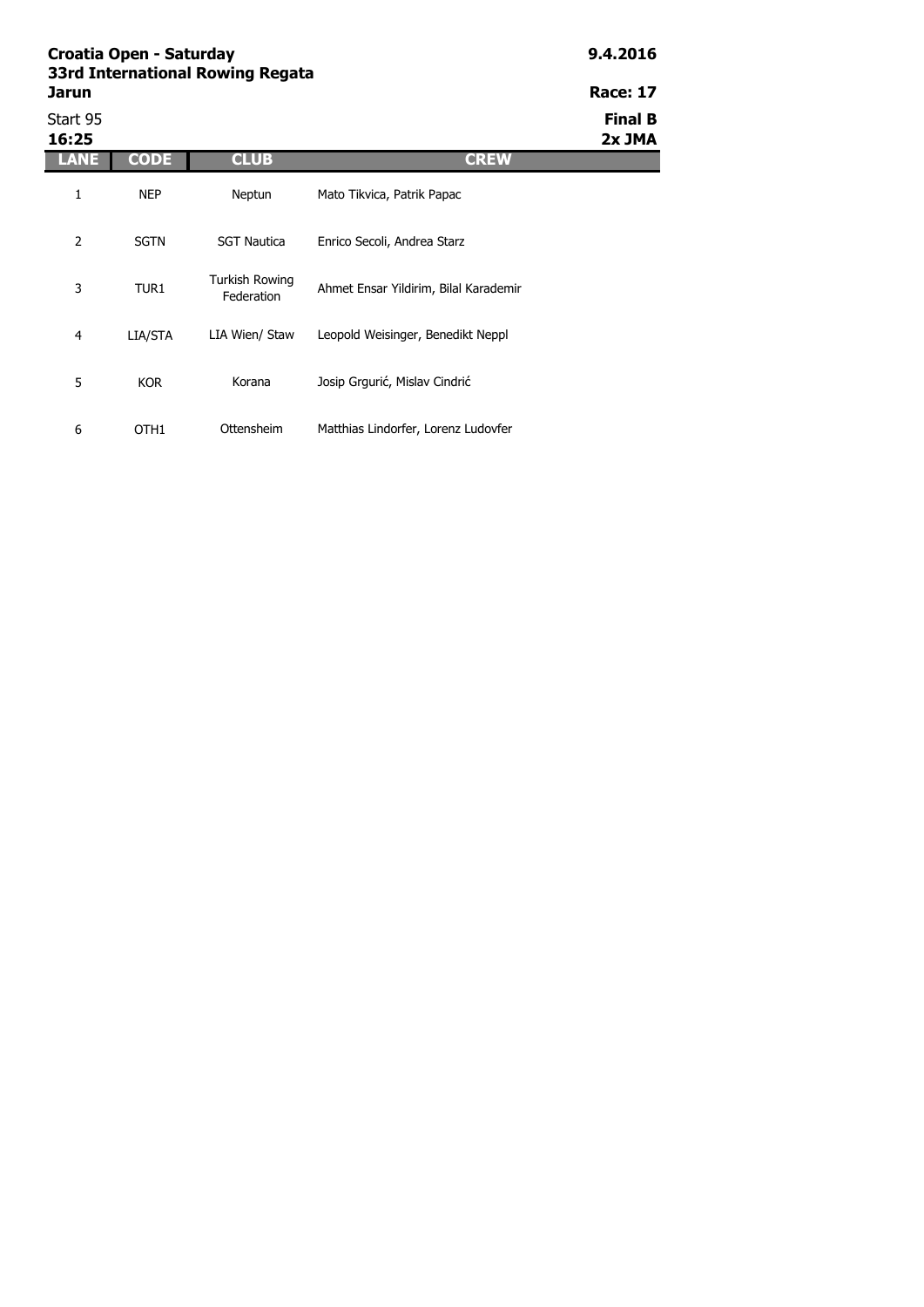**Croatia Open - Saturday**
**33rd International Rowing Regata**
**Jarun**

**9.4.2016**

**Race: 17**

Start 95
**16:25**

**Final B**
**2x JMA**

| LANE | CODE | CLUB | CREW |
|---|---|---|---|
| 1 | NEP | Neptun | Mato Tikvica, Patrik Papac |
| 2 | SGTN | SGT Nautica | Enrico Secoli, Andrea Starz |
| 3 | TUR1 | Turkish Rowing Federation | Ahmet Ensar Yildirim, Bilal Karademir |
| 4 | LIA/STA | LIA Wien/ Staw | Leopold Weisinger, Benedikt Neppl |
| 5 | KOR | Korana | Josip Grgurić, Mislav Cindrić |
| 6 | OTH1 | Ottensheim | Matthias Lindorfer, Lorenz Ludovfer |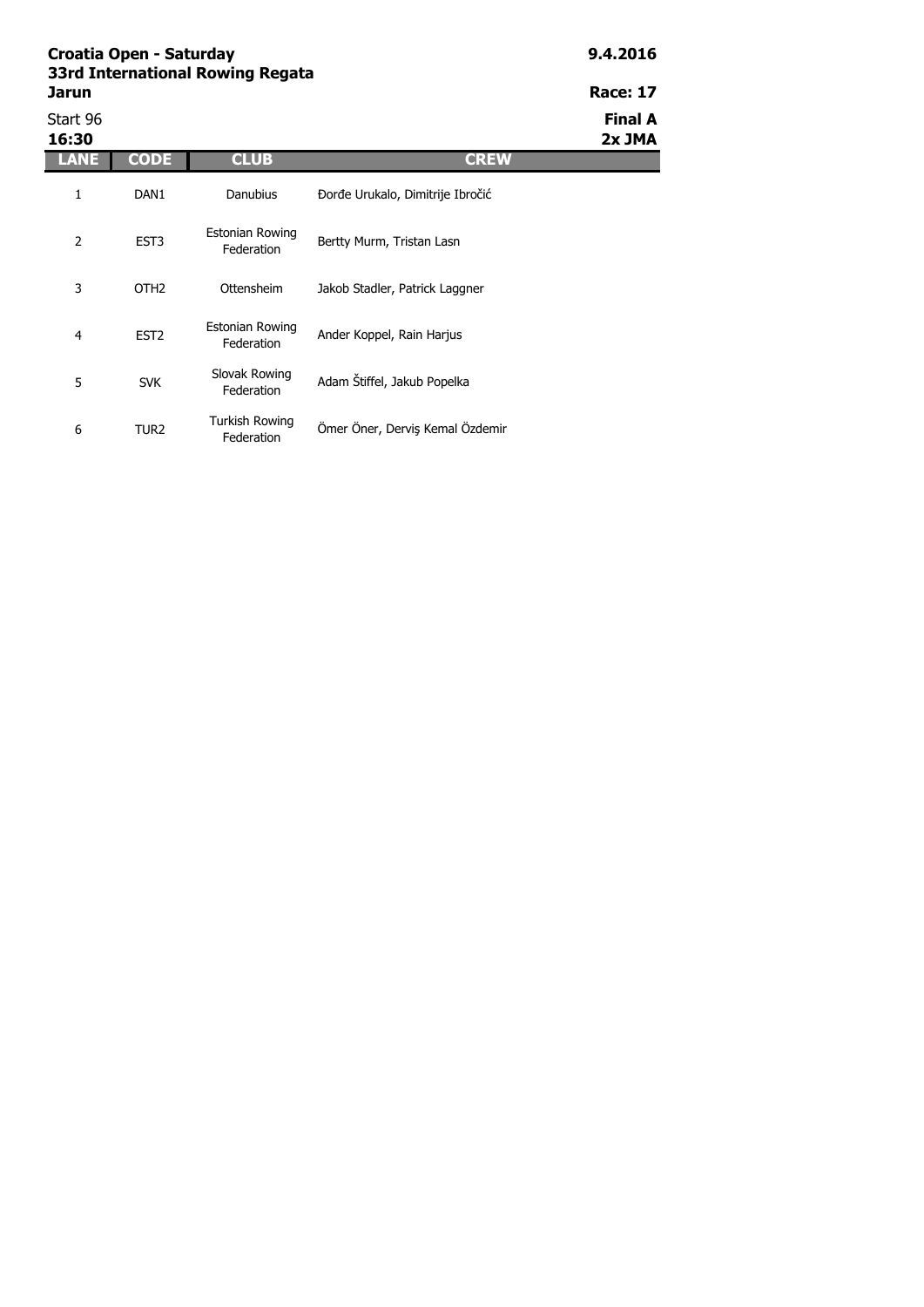**Croatia Open - Saturday**
**33rd International Rowing Regata**
**Jarun**

**9.4.2016**

**Race: 17**

Start 96
**16:30**

**Final A**
**2x JMA**

| LANE | CODE | CLUB | CREW |
|---|---|---|---|
| 1 | DAN1 | Danubius | Đorđe Urukalo, Dimitrije Ibročić |
| 2 | EST3 | Estonian Rowing Federation | Bertty Murm, Tristan Lasn |
| 3 | OTH2 | Ottensheim | Jakob Stadler, Patrick Laggner |
| 4 | EST2 | Estonian Rowing Federation | Ander Koppel, Rain Harjus |
| 5 | SVK | Slovak Rowing Federation | Adam Štiffel, Jakub Popelka |
| 6 | TUR2 | Turkish Rowing Federation | Ömer Öner, Derviş Kemal Özdemir |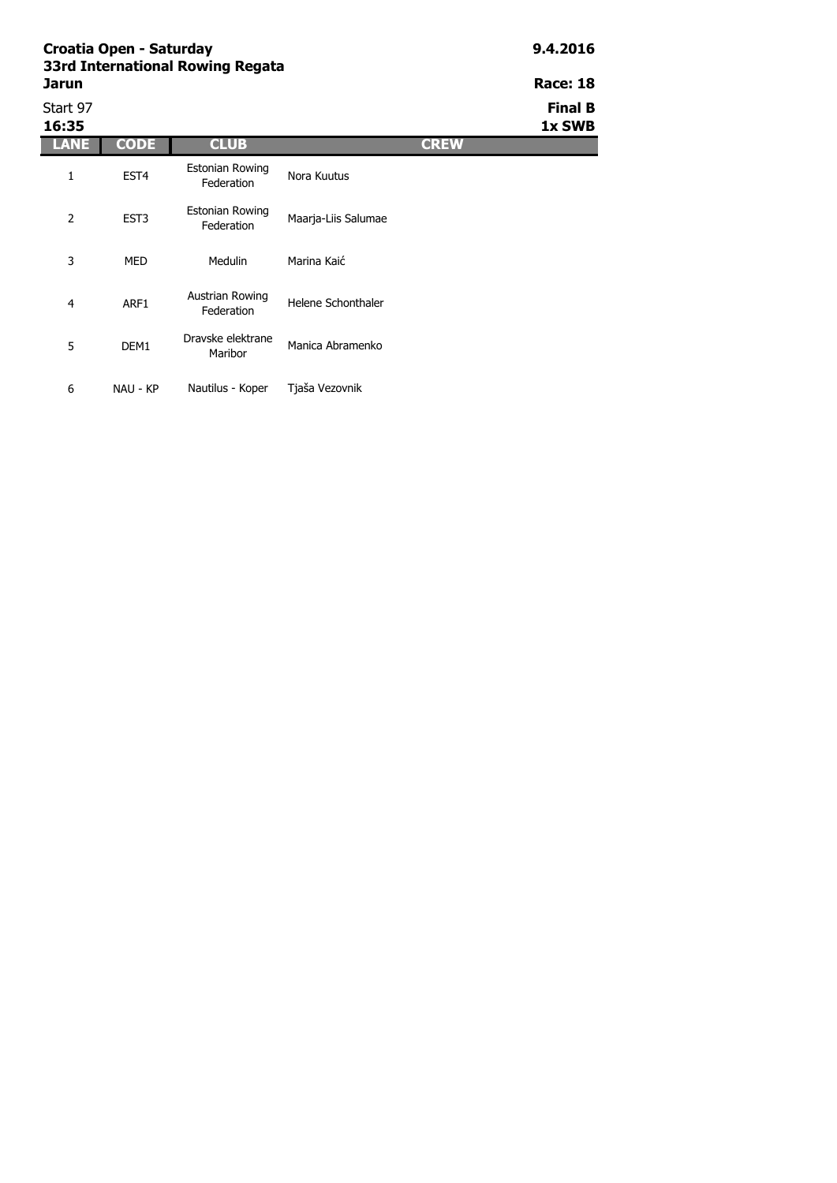**Croatia Open - Saturday**
**33rd International Rowing Regata**
**Jarun**

**9.4.2016**

**Race: 18**

Start 97
**16:35**

**Final B**
**1x SWB**

| LANE | CODE | CLUB | CREW |
|---|---|---|---|
| 1 | EST4 | Estonian Rowing Federation | Nora Kuutus |
| 2 | EST3 | Estonian Rowing Federation | Maarja-Liis Salumae |
| 3 | MED | Medulin | Marina Kaić |
| 4 | ARF1 | Austrian Rowing Federation | Helene Schonthaler |
| 5 | DEM1 | Dravske elektrane Maribor | Manica Abramenko |
| 6 | NAU - KP | Nautilus - Koper | Tjaša Vezovnik |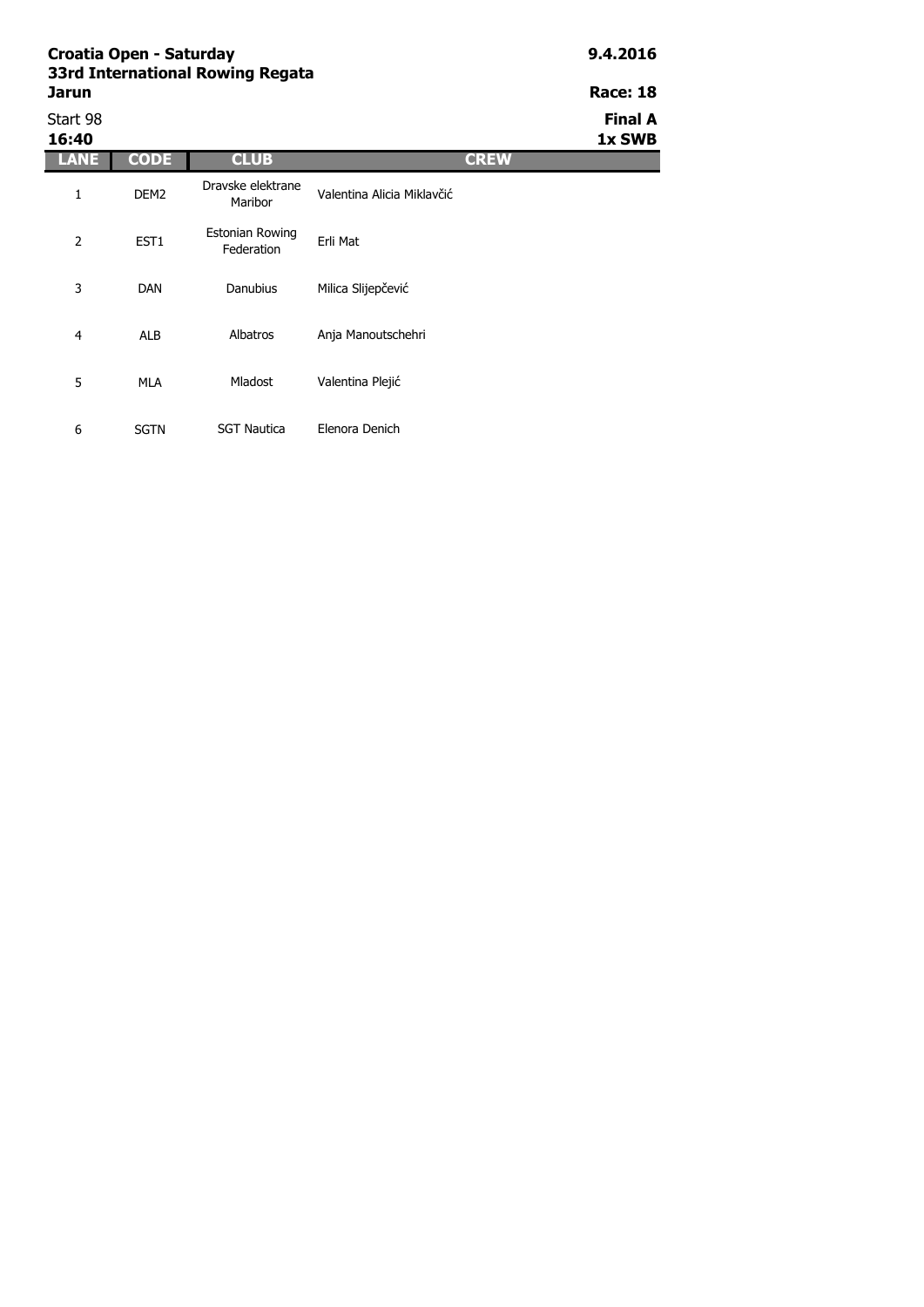**Croatia Open - Saturday**
**33rd International Rowing Regata**
**Jarun**

**9.4.2016**

**Race: 18**

Start 98
**16:40**

**Final A**
**1x SWB**

| LANE | CODE | CLUB | CREW |
|---|---|---|---|
| 1 | DEM2 | Dravske elektrane Maribor | Valentina Alicia Miklavčić |
| 2 | EST1 | Estonian Rowing Federation | Erli Mat |
| 3 | DAN | Danubius | Milica Slijepčević |
| 4 | ALB | Albatros | Anja Manoutschehri |
| 5 | MLA | Mladost | Valentina Plejić |
| 6 | SGTN | SGT Nautica | Elenora Denich |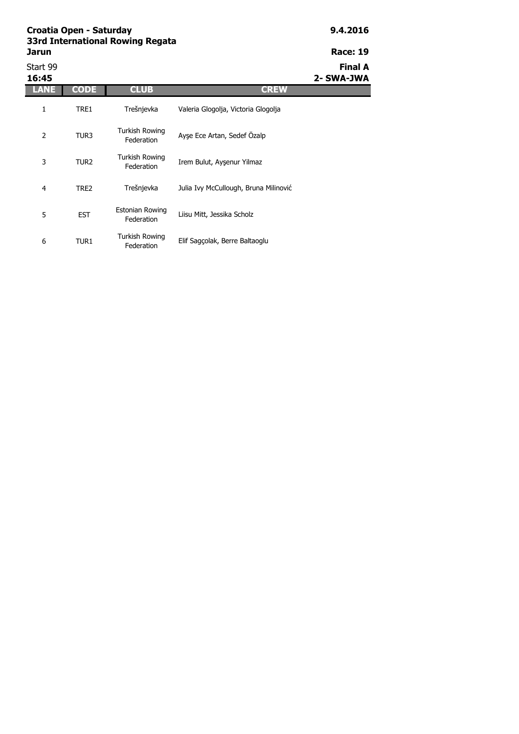**Croatia Open - Saturday**
**33rd International Rowing Regata**
**Jarun**

**9.4.2016**

**Race: 19**

Start 99
**16:45**

**Final A**
**2- SWA-JWA**

| LANE | CODE | CLUB | CREW |
|---|---|---|---|
| 1 | TRE1 | Trešnjevka | Valeria Glogolja, Victoria Glogolja |
| 2 | TUR3 | Turkish Rowing Federation | Ayşe Ece Artan, Sedef Özalp |
| 3 | TUR2 | Turkish Rowing Federation | Irem Bulut, Ayşenur Yilmaz |
| 4 | TRE2 | Trešnjevka | Julia Ivy McCullough, Bruna Milinović |
| 5 | EST | Estonian Rowing Federation | Liisu Mitt, Jessika Scholz |
| 6 | TUR1 | Turkish Rowing Federation | Elif Sagçolak, Berre Baltaoglu |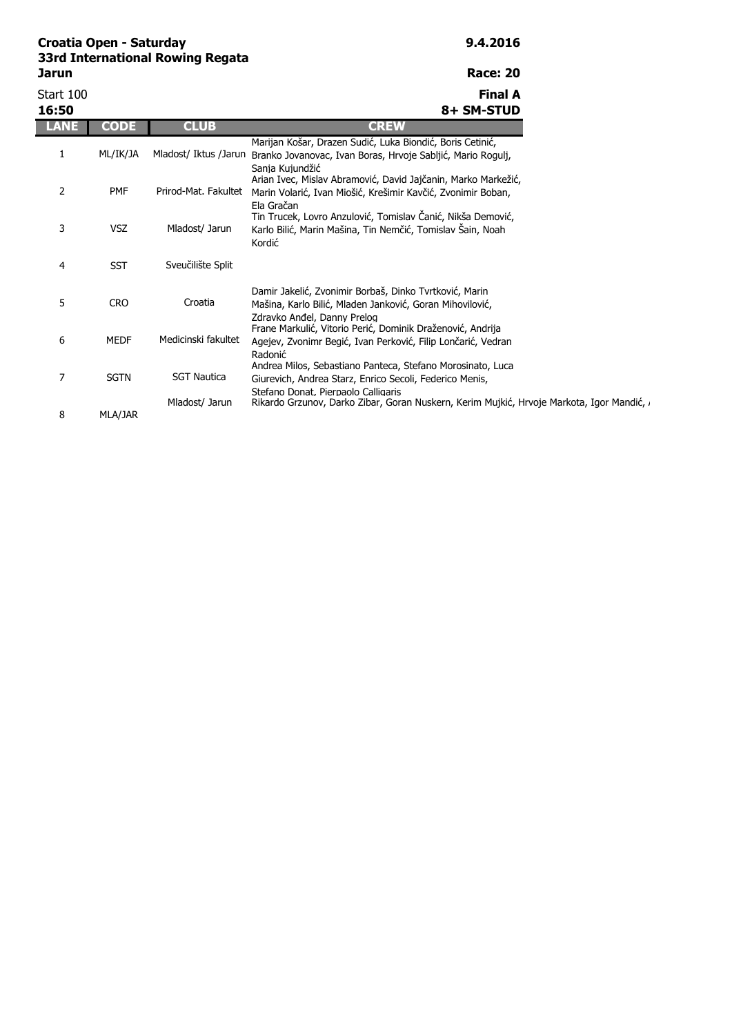**Croatia Open - Saturday**
**33rd International Rowing Regata**
**Jarun**

**9.4.2016**

**Race: 20**

Start 100
**16:50**

**Final A**
**8+ SM-STUD**

| LANE | CODE | CLUB | CREW |
| --- | --- | --- | --- |
| 1 | ML/IK/JA | Mladost/ Iktus /Jarun | Marijan Košar, Drazen Sudić, Luka Biondić, Boris Cetinić, Branko Jovanovac, Ivan Boras, Hrvoje Sabljić, Mario Rogulj, Sanja Kujundžić |
| 2 | PMF | Prirod-Mat. Fakultet | Arian Ivec, Mislav Abramović, David Jajčanin, Marko Markežić, Marin Volarić, Ivan Miošić, Krešimir Kavčić, Zvonimir Boban, Ela Gračan |
| 3 | VSZ | Mladost/ Jarun | Tin Trucek, Lovro Anzulović, Tomislav Čanić, Nikša Demović, Karlo Bilić, Marin Mašina, Tin Nemčić, Tomislav Šain, Noah Kordić |
| 4 | SST | Sveučilište Split | |
| 5 | CRO | Croatia | Damir Jakelić, Zvonimir Borbaš, Dinko Tvrtković, Marin Mašina, Karlo Bilić, Mladen Janković, Goran Mihovilović, Zdravko Anđel, Danny Prelog |
| 6 | MEDF | Medicinski fakultet | Frane Markulić, Vitorio Perić, Dominik Draženović, Andrija Agejev, Zvonimr Begić, Ivan Perković, Filip Lončarić, Vedran Radonić |
| 7 | SGTN | SGT Nautica | Andrea Milos, Sebastiano Panteca, Stefano Morosinato, Luca Giurevich, Andrea Starz, Enrico Secoli, Federico Menis, Stefano Donat, Pierpaolo Calligaris |
| 8 | MLA/JAR | Mladost/ Jarun | Rikardo Grzunov, Darko Zibar, Goran Nuskern, Kerim Mujkić, Hrvoje Markota, Igor Mandić, |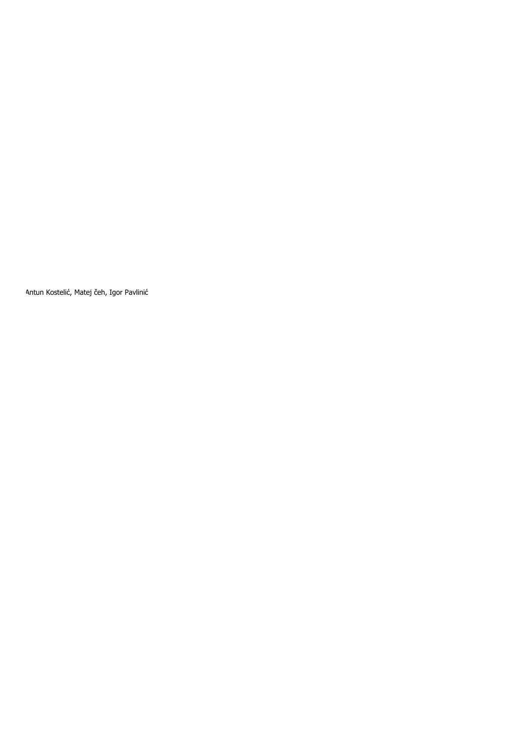Antun Kostelić, Matej čeh, Igor Pavlinić